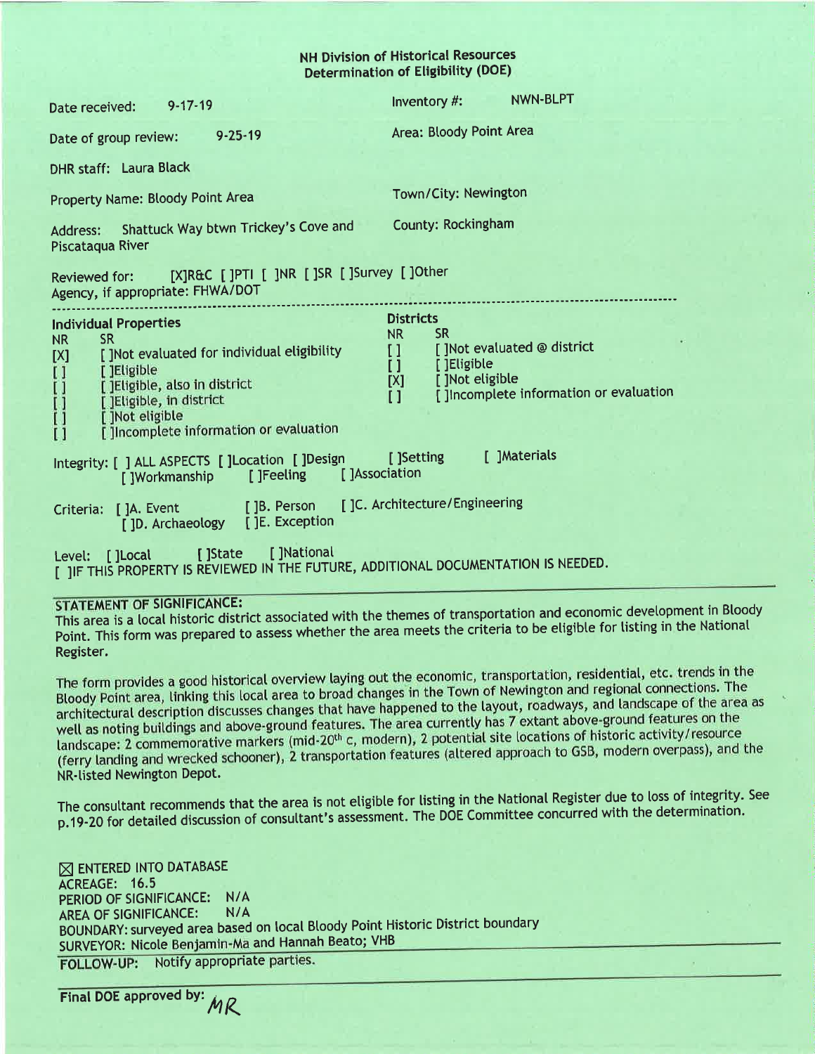## NH Division of Historical Resources
## Determination of Eligibility (DOE)

Date received: 9-17-19

Inventory #: NWN-BLPT

Date of group review: 9-25-19

Area: Bloody Point Area

DHR staff: Laura Black

Property Name: Bloody Point Area

Town/City: Newington

Address: Shattuck Way btwn Trickey's Cove and Piscataqua River

County: Rockingham

Reviewed for: [X]R&C [ ]PTI [ ]NR [ ]SR [ ]Survey [ ]Other
Agency, if appropriate: FHWA/DOT

---

**Individual Properties**

| NR | SR | |
|---|---|---|
| [X] | [ ] | Not evaluated for individual eligibility |
| [ ] | [ ] | Eligible |
| [ ] | [ ] | Eligible, also in district |
| [ ] | [ ] | Eligible, in district |
| [ ] | [ ] | Not eligible |
| [ ] | [ ] | Incomplete information or evaluation |

**Districts**

| NR | SR | |
|---|---|---|
| [ ] | [ ] | Not evaluated @ district |
| [ ] | [ ] | Eligible |
| [X] | [ ] | Not eligible |
| [ ] | [ ] | Incomplete information or evaluation |

Integrity: [ ] ALL ASPECTS [ ]Location [ ]Design [ ]Setting [ ]Materials [ ]Workmanship [ ]Feeling [ ]Association

Criteria: [ ]A. Event [ ]B. Person [ ]C. Architecture/Engineering [ ]D. Archaeology [ ]E. Exception

Level: [ ]Local [ ]State [ ]National

[ ]IF THIS PROPERTY IS REVIEWED IN THE FUTURE, ADDITIONAL DOCUMENTATION IS NEEDED.

---

**STATEMENT OF SIGNIFICANCE:**

This area is a local historic district associated with the themes of transportation and economic development in Bloody Point. This form was prepared to assess whether the area meets the criteria to be eligible for listing in the National Register.

The form provides a good historical overview laying out the economic, transportation, residential, etc. trends in the Bloody Point area, linking this local area to broad changes in the Town of Newington and regional connections. The architectural description discusses changes that have happened to the layout, roadways, and landscape of the area as well as noting buildings and above-ground features. The area currently has 7 extant above-ground features on the landscape: 2 commemorative markers (mid-20th c, modern), 2 potential site locations of historic activity/resource (ferry landing and wrecked schooner), 2 transportation features (altered approach to GSB, modern overpass), and the NR-listed Newington Depot.

The consultant recommends that the area is not eligible for listing in the National Register due to loss of integrity. See p.19-20 for detailed discussion of consultant's assessment. The DOE Committee concurred with the determination.

☒ ENTERED INTO DATABASE
ACREAGE: 16.5
PERIOD OF SIGNIFICANCE: N/A
AREA OF SIGNIFICANCE: N/A
BOUNDARY: surveyed area based on local Bloody Point Historic District boundary
SURVEYOR: Nicole Benjamin-Ma and Hannah Beato; VHB

---

FOLLOW-UP: Notify appropriate parties.

---

Final DOE approved by: MR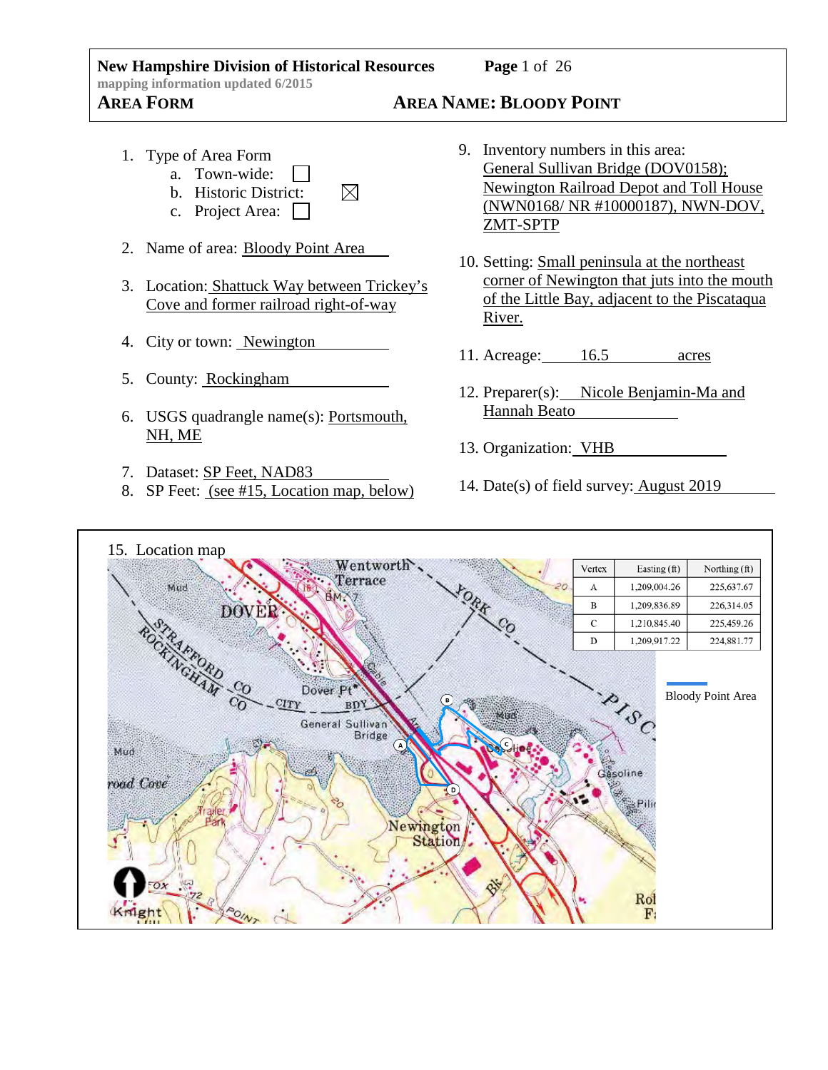**New Hampshire Division of Historical Resources**
mapping information updated 6/2015

**AREA FORM** — **AREA NAME: BLOODY POINT**

1. Type of Area Form
   a. Town-wide: ☐
   b. Historic District: ☒
   c. Project Area: ☐
2. Name of area: Bloody Point Area
3. Location: Shattuck Way between Trickey's Cove and former railroad right-of-way
4. City or town: Newington
5. County: Rockingham
6. USGS quadrangle name(s): Portsmouth, NH, ME
7. Dataset: SP Feet, NAD83
8. SP Feet: (see #15, Location map, below)
9. Inventory numbers in this area: General Sullivan Bridge (DOV0158); Newington Railroad Depot and Toll House (NWN0168/ NR #10000187), NWN-DOV, ZMT-SPTP
10. Setting: Small peninsula at the northeast corner of Newington that juts into the mouth of the Little Bay, adjacent to the Piscataqua River.
11. Acreage: 16.5 acres
12. Preparer(s): Nicole Benjamin-Ma and Hannah Beato
13. Organization: VHB
14. Date(s) of field survey: August 2019

15. Location map

| Vertex | Easting (ft) | Northing (ft) |
| --- | --- | --- |
| A | 1,209,004.26 | 225,637.67 |
| B | 1,209,836.89 | 226,314.05 |
| C | 1,210,845.40 | 225,459.26 |
| D | 1,209,917.22 | 224,881.77 |

Bloody Point Area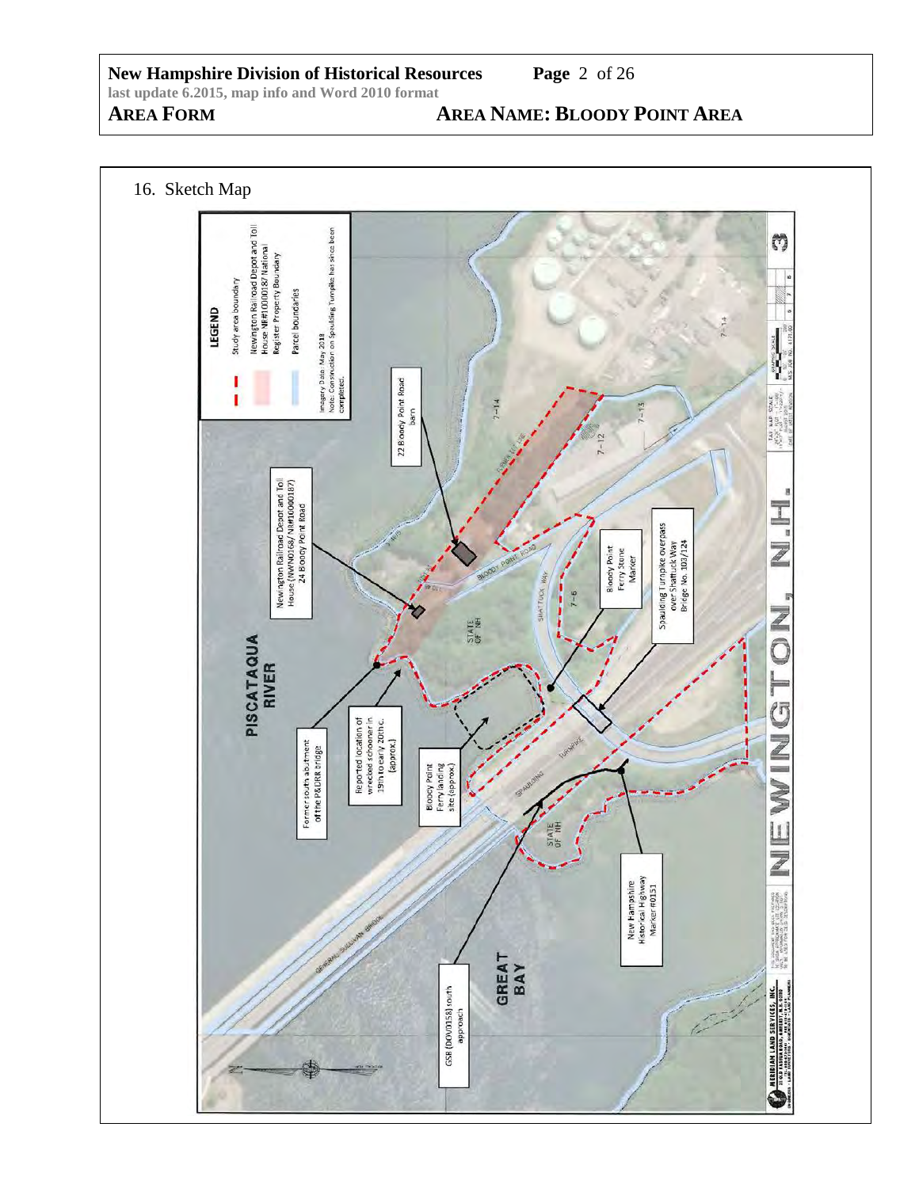## 16. Sketch Map

**LEGEND**

- Study area boundary
- Newington Railroad Depot and Toll House NR#100001187 National Register Property Boundary
- Parcel boundaries

Imagery Date: May 2018
Note: Construction on Spaulding Turnpike has since been completed.

22 Bloody Point Road barn

Newington Railroad Depot and Toll House (NWN0168/NR#100001187) 24 Bloody Point Road

PISCATAQUA RIVER

Former south abutment of the P&DRR bridge

Reported location of wrecked schooner in 19th to early 20th c. (approx.)

Bloody Point Ferry landing site (approx.)

Bloody Point Ferry Stone Marker

Spaulding Turnpike overpass over Shattuck Way Bridge No. 103/124

New Hampshire Historical Highway Marker #0151

GSB (DOV0158) south approach

GREAT BAY

NEWINGTON, N.H.

MERIDIAN LAND SERVICES, INC.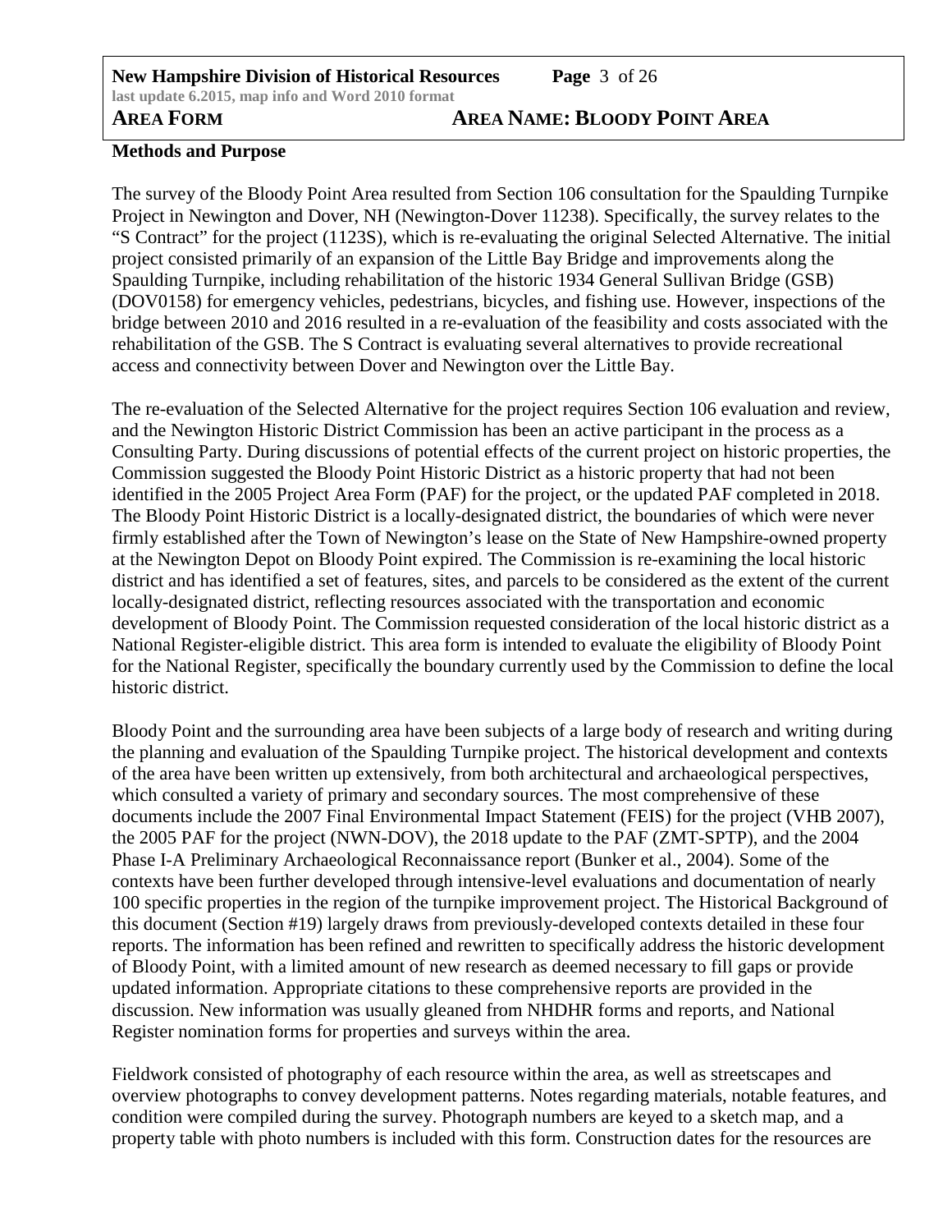## Methods and Purpose

The survey of the Bloody Point Area resulted from Section 106 consultation for the Spaulding Turnpike Project in Newington and Dover, NH (Newington-Dover 11238). Specifically, the survey relates to the "S Contract" for the project (1123S), which is re-evaluating the original Selected Alternative. The initial project consisted primarily of an expansion of the Little Bay Bridge and improvements along the Spaulding Turnpike, including rehabilitation of the historic 1934 General Sullivan Bridge (GSB) (DOV0158) for emergency vehicles, pedestrians, bicycles, and fishing use. However, inspections of the bridge between 2010 and 2016 resulted in a re-evaluation of the feasibility and costs associated with the rehabilitation of the GSB. The S Contract is evaluating several alternatives to provide recreational access and connectivity between Dover and Newington over the Little Bay.

The re-evaluation of the Selected Alternative for the project requires Section 106 evaluation and review, and the Newington Historic District Commission has been an active participant in the process as a Consulting Party. During discussions of potential effects of the current project on historic properties, the Commission suggested the Bloody Point Historic District as a historic property that had not been identified in the 2005 Project Area Form (PAF) for the project, or the updated PAF completed in 2018. The Bloody Point Historic District is a locally-designated district, the boundaries of which were never firmly established after the Town of Newington's lease on the State of New Hampshire-owned property at the Newington Depot on Bloody Point expired. The Commission is re-examining the local historic district and has identified a set of features, sites, and parcels to be considered as the extent of the current locally-designated district, reflecting resources associated with the transportation and economic development of Bloody Point. The Commission requested consideration of the local historic district as a National Register-eligible district. This area form is intended to evaluate the eligibility of Bloody Point for the National Register, specifically the boundary currently used by the Commission to define the local historic district.

Bloody Point and the surrounding area have been subjects of a large body of research and writing during the planning and evaluation of the Spaulding Turnpike project. The historical development and contexts of the area have been written up extensively, from both architectural and archaeological perspectives, which consulted a variety of primary and secondary sources. The most comprehensive of these documents include the 2007 Final Environmental Impact Statement (FEIS) for the project (VHB 2007), the 2005 PAF for the project (NWN-DOV), the 2018 update to the PAF (ZMT-SPTP), and the 2004 Phase I-A Preliminary Archaeological Reconnaissance report (Bunker et al., 2004). Some of the contexts have been further developed through intensive-level evaluations and documentation of nearly 100 specific properties in the region of the turnpike improvement project. The Historical Background of this document (Section #19) largely draws from previously-developed contexts detailed in these four reports. The information has been refined and rewritten to specifically address the historic development of Bloody Point, with a limited amount of new research as deemed necessary to fill gaps or provide updated information. Appropriate citations to these comprehensive reports are provided in the discussion. New information was usually gleaned from NHDHR forms and reports, and National Register nomination forms for properties and surveys within the area.

Fieldwork consisted of photography of each resource within the area, as well as streetscapes and overview photographs to convey development patterns. Notes regarding materials, notable features, and condition were compiled during the survey. Photograph numbers are keyed to a sketch map, and a property table with photo numbers is included with this form. Construction dates for the resources are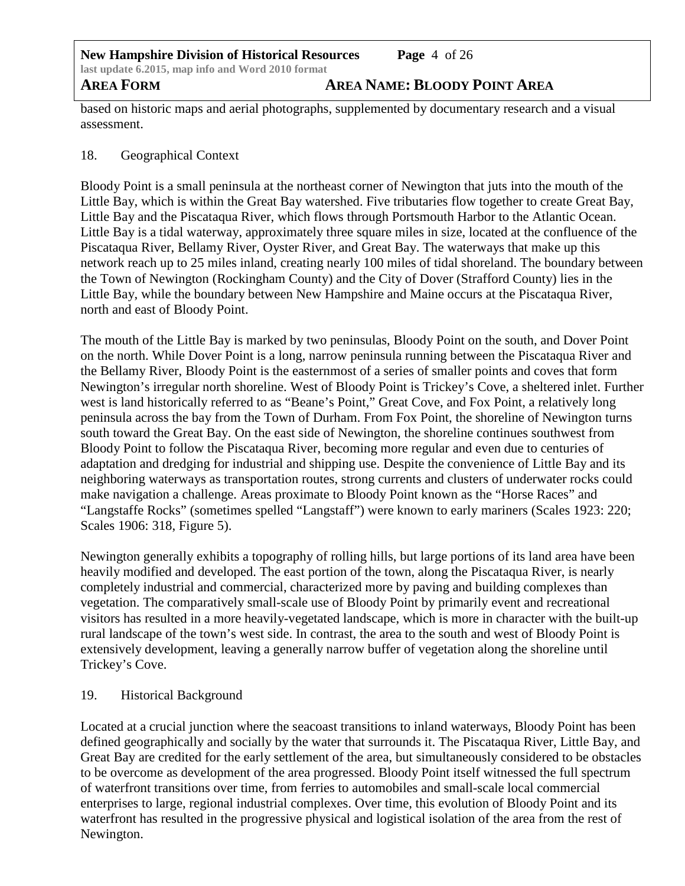based on historic maps and aerial photographs, supplemented by documentary research and a visual assessment.

## 18. Geographical Context

Bloody Point is a small peninsula at the northeast corner of Newington that juts into the mouth of the Little Bay, which is within the Great Bay watershed. Five tributaries flow together to create Great Bay, Little Bay and the Piscataqua River, which flows through Portsmouth Harbor to the Atlantic Ocean. Little Bay is a tidal waterway, approximately three square miles in size, located at the confluence of the Piscataqua River, Bellamy River, Oyster River, and Great Bay. The waterways that make up this network reach up to 25 miles inland, creating nearly 100 miles of tidal shoreland. The boundary between the Town of Newington (Rockingham County) and the City of Dover (Strafford County) lies in the Little Bay, while the boundary between New Hampshire and Maine occurs at the Piscataqua River, north and east of Bloody Point.

The mouth of the Little Bay is marked by two peninsulas, Bloody Point on the south, and Dover Point on the north. While Dover Point is a long, narrow peninsula running between the Piscataqua River and the Bellamy River, Bloody Point is the easternmost of a series of smaller points and coves that form Newington's irregular north shoreline. West of Bloody Point is Trickey's Cove, a sheltered inlet. Further west is land historically referred to as "Beane's Point," Great Cove, and Fox Point, a relatively long peninsula across the bay from the Town of Durham. From Fox Point, the shoreline of Newington turns south toward the Great Bay. On the east side of Newington, the shoreline continues southwest from Bloody Point to follow the Piscataqua River, becoming more regular and even due to centuries of adaptation and dredging for industrial and shipping use. Despite the convenience of Little Bay and its neighboring waterways as transportation routes, strong currents and clusters of underwater rocks could make navigation a challenge. Areas proximate to Bloody Point known as the "Horse Races" and "Langstaffe Rocks" (sometimes spelled "Langstaff") were known to early mariners (Scales 1923: 220; Scales 1906: 318, Figure 5).

Newington generally exhibits a topography of rolling hills, but large portions of its land area have been heavily modified and developed. The east portion of the town, along the Piscataqua River, is nearly completely industrial and commercial, characterized more by paving and building complexes than vegetation. The comparatively small-scale use of Bloody Point by primarily event and recreational visitors has resulted in a more heavily-vegetated landscape, which is more in character with the built-up rural landscape of the town's west side. In contrast, the area to the south and west of Bloody Point is extensively development, leaving a generally narrow buffer of vegetation along the shoreline until Trickey's Cove.

## 19. Historical Background

Located at a crucial junction where the seacoast transitions to inland waterways, Bloody Point has been defined geographically and socially by the water that surrounds it. The Piscataqua River, Little Bay, and Great Bay are credited for the early settlement of the area, but simultaneously considered to be obstacles to be overcome as development of the area progressed. Bloody Point itself witnessed the full spectrum of waterfront transitions over time, from ferries to automobiles and small-scale local commercial enterprises to large, regional industrial complexes. Over time, this evolution of Bloody Point and its waterfront has resulted in the progressive physical and logistical isolation of the area from the rest of Newington.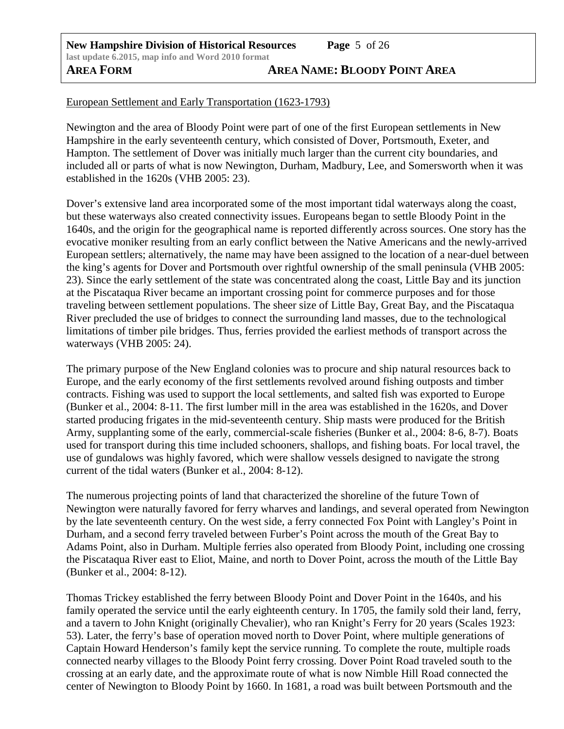European Settlement and Early Transportation (1623-1793)

Newington and the area of Bloody Point were part of one of the first European settlements in New Hampshire in the early seventeenth century, which consisted of Dover, Portsmouth, Exeter, and Hampton. The settlement of Dover was initially much larger than the current city boundaries, and included all or parts of what is now Newington, Durham, Madbury, Lee, and Somersworth when it was established in the 1620s (VHB 2005: 23).

Dover's extensive land area incorporated some of the most important tidal waterways along the coast, but these waterways also created connectivity issues. Europeans began to settle Bloody Point in the 1640s, and the origin for the geographical name is reported differently across sources. One story has the evocative moniker resulting from an early conflict between the Native Americans and the newly-arrived European settlers; alternatively, the name may have been assigned to the location of a near-duel between the king's agents for Dover and Portsmouth over rightful ownership of the small peninsula (VHB 2005: 23). Since the early settlement of the state was concentrated along the coast, Little Bay and its junction at the Piscataqua River became an important crossing point for commerce purposes and for those traveling between settlement populations. The sheer size of Little Bay, Great Bay, and the Piscataqua River precluded the use of bridges to connect the surrounding land masses, due to the technological limitations of timber pile bridges. Thus, ferries provided the earliest methods of transport across the waterways (VHB 2005: 24).

The primary purpose of the New England colonies was to procure and ship natural resources back to Europe, and the early economy of the first settlements revolved around fishing outposts and timber contracts. Fishing was used to support the local settlements, and salted fish was exported to Europe (Bunker et al., 2004: 8-11. The first lumber mill in the area was established in the 1620s, and Dover started producing frigates in the mid-seventeenth century. Ship masts were produced for the British Army, supplanting some of the early, commercial-scale fisheries (Bunker et al., 2004: 8-6, 8-7). Boats used for transport during this time included schooners, shallops, and fishing boats. For local travel, the use of gundalows was highly favored, which were shallow vessels designed to navigate the strong current of the tidal waters (Bunker et al., 2004: 8-12).

The numerous projecting points of land that characterized the shoreline of the future Town of Newington were naturally favored for ferry wharves and landings, and several operated from Newington by the late seventeenth century. On the west side, a ferry connected Fox Point with Langley's Point in Durham, and a second ferry traveled between Furber's Point across the mouth of the Great Bay to Adams Point, also in Durham. Multiple ferries also operated from Bloody Point, including one crossing the Piscataqua River east to Eliot, Maine, and north to Dover Point, across the mouth of the Little Bay (Bunker et al., 2004: 8-12).

Thomas Trickey established the ferry between Bloody Point and Dover Point in the 1640s, and his family operated the service until the early eighteenth century. In 1705, the family sold their land, ferry, and a tavern to John Knight (originally Chevalier), who ran Knight's Ferry for 20 years (Scales 1923: 53). Later, the ferry's base of operation moved north to Dover Point, where multiple generations of Captain Howard Henderson's family kept the service running. To complete the route, multiple roads connected nearby villages to the Bloody Point ferry crossing. Dover Point Road traveled south to the crossing at an early date, and the approximate route of what is now Nimble Hill Road connected the center of Newington to Bloody Point by 1660. In 1681, a road was built between Portsmouth and the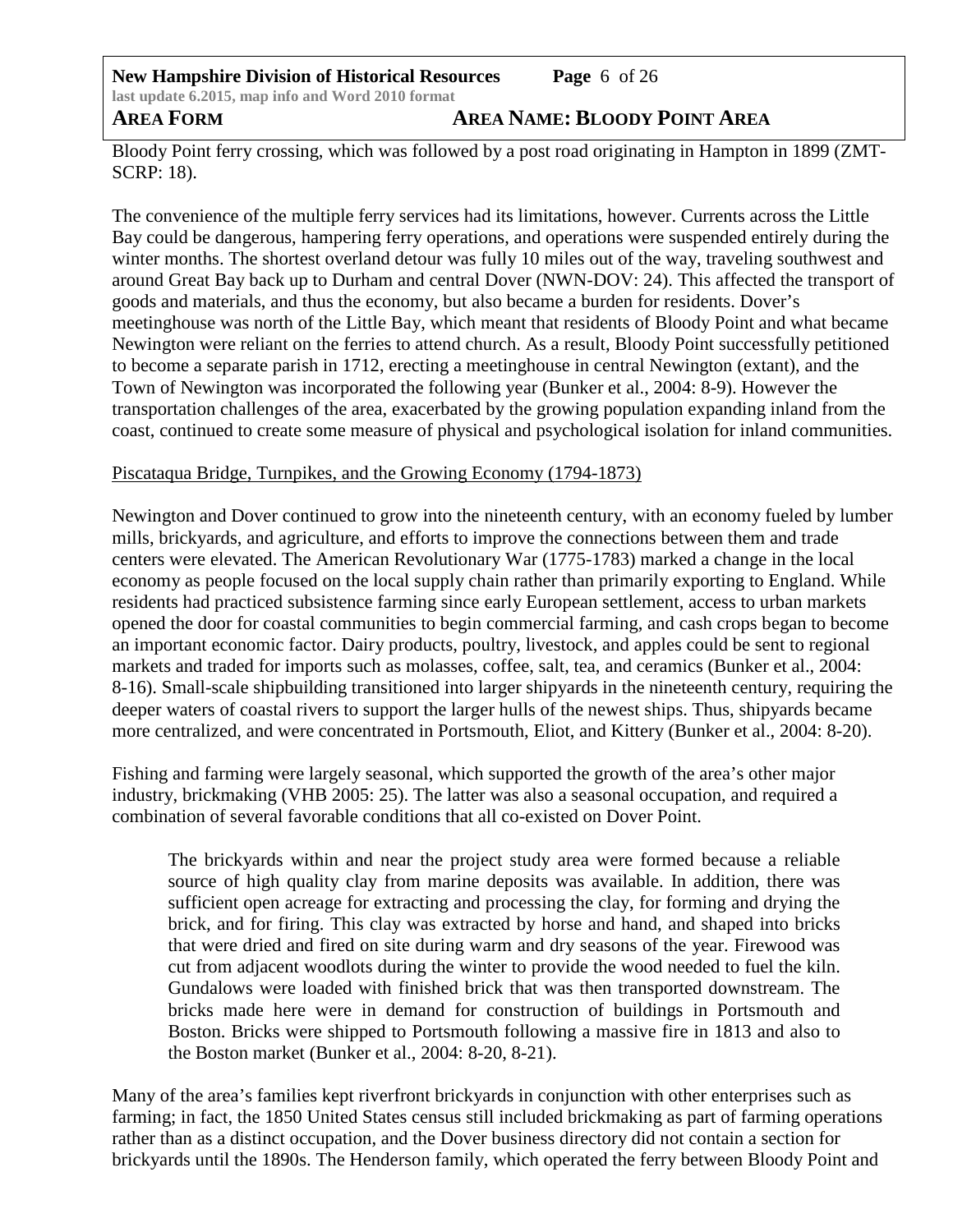Bloody Point ferry crossing, which was followed by a post road originating in Hampton in 1899 (ZMT-SCRP: 18).

The convenience of the multiple ferry services had its limitations, however. Currents across the Little Bay could be dangerous, hampering ferry operations, and operations were suspended entirely during the winter months. The shortest overland detour was fully 10 miles out of the way, traveling southwest and around Great Bay back up to Durham and central Dover (NWN-DOV: 24). This affected the transport of goods and materials, and thus the economy, but also became a burden for residents. Dover's meetinghouse was north of the Little Bay, which meant that residents of Bloody Point and what became Newington were reliant on the ferries to attend church. As a result, Bloody Point successfully petitioned to become a separate parish in 1712, erecting a meetinghouse in central Newington (extant), and the Town of Newington was incorporated the following year (Bunker et al., 2004: 8-9). However the transportation challenges of the area, exacerbated by the growing population expanding inland from the coast, continued to create some measure of physical and psychological isolation for inland communities.

Piscataqua Bridge, Turnpikes, and the Growing Economy (1794-1873)

Newington and Dover continued to grow into the nineteenth century, with an economy fueled by lumber mills, brickyards, and agriculture, and efforts to improve the connections between them and trade centers were elevated. The American Revolutionary War (1775-1783) marked a change in the local economy as people focused on the local supply chain rather than primarily exporting to England. While residents had practiced subsistence farming since early European settlement, access to urban markets opened the door for coastal communities to begin commercial farming, and cash crops began to become an important economic factor. Dairy products, poultry, livestock, and apples could be sent to regional markets and traded for imports such as molasses, coffee, salt, tea, and ceramics (Bunker et al., 2004: 8-16). Small-scale shipbuilding transitioned into larger shipyards in the nineteenth century, requiring the deeper waters of coastal rivers to support the larger hulls of the newest ships. Thus, shipyards became more centralized, and were concentrated in Portsmouth, Eliot, and Kittery (Bunker et al., 2004: 8-20).

Fishing and farming were largely seasonal, which supported the growth of the area's other major industry, brickmaking (VHB 2005: 25). The latter was also a seasonal occupation, and required a combination of several favorable conditions that all co-existed on Dover Point.

> The brickyards within and near the project study area were formed because a reliable source of high quality clay from marine deposits was available. In addition, there was sufficient open acreage for extracting and processing the clay, for forming and drying the brick, and for firing. This clay was extracted by horse and hand, and shaped into bricks that were dried and fired on site during warm and dry seasons of the year. Firewood was cut from adjacent woodlots during the winter to provide the wood needed to fuel the kiln. Gundalows were loaded with finished brick that was then transported downstream. The bricks made here were in demand for construction of buildings in Portsmouth and Boston. Bricks were shipped to Portsmouth following a massive fire in 1813 and also to the Boston market (Bunker et al., 2004: 8-20, 8-21).

Many of the area's families kept riverfront brickyards in conjunction with other enterprises such as farming; in fact, the 1850 United States census still included brickmaking as part of farming operations rather than as a distinct occupation, and the Dover business directory did not contain a section for brickyards until the 1890s. The Henderson family, which operated the ferry between Bloody Point and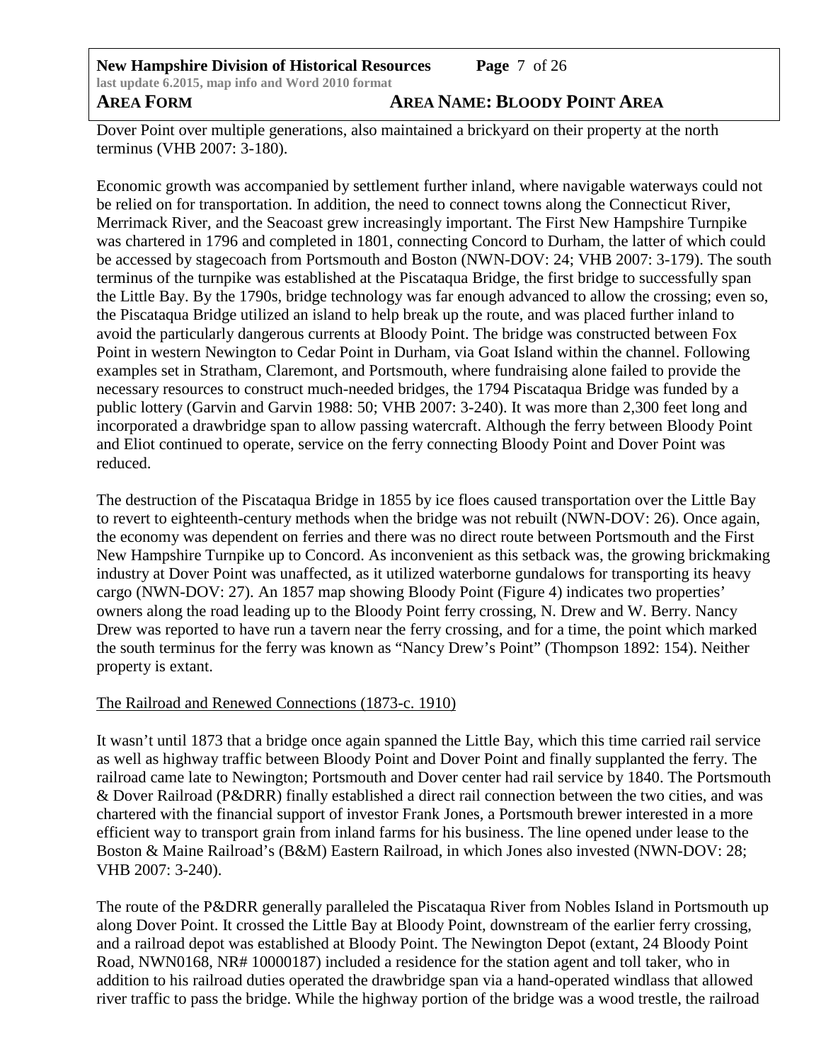Dover Point over multiple generations, also maintained a brickyard on their property at the north terminus (VHB 2007: 3-180).

Economic growth was accompanied by settlement further inland, where navigable waterways could not be relied on for transportation. In addition, the need to connect towns along the Connecticut River, Merrimack River, and the Seacoast grew increasingly important. The First New Hampshire Turnpike was chartered in 1796 and completed in 1801, connecting Concord to Durham, the latter of which could be accessed by stagecoach from Portsmouth and Boston (NWN-DOV: 24; VHB 2007: 3-179). The south terminus of the turnpike was established at the Piscataqua Bridge, the first bridge to successfully span the Little Bay. By the 1790s, bridge technology was far enough advanced to allow the crossing; even so, the Piscataqua Bridge utilized an island to help break up the route, and was placed further inland to avoid the particularly dangerous currents at Bloody Point. The bridge was constructed between Fox Point in western Newington to Cedar Point in Durham, via Goat Island within the channel. Following examples set in Stratham, Claremont, and Portsmouth, where fundraising alone failed to provide the necessary resources to construct much-needed bridges, the 1794 Piscataqua Bridge was funded by a public lottery (Garvin and Garvin 1988: 50; VHB 2007: 3-240). It was more than 2,300 feet long and incorporated a drawbridge span to allow passing watercraft. Although the ferry between Bloody Point and Eliot continued to operate, service on the ferry connecting Bloody Point and Dover Point was reduced.

The destruction of the Piscataqua Bridge in 1855 by ice floes caused transportation over the Little Bay to revert to eighteenth-century methods when the bridge was not rebuilt (NWN-DOV: 26). Once again, the economy was dependent on ferries and there was no direct route between Portsmouth and the First New Hampshire Turnpike up to Concord. As inconvenient as this setback was, the growing brickmaking industry at Dover Point was unaffected, as it utilized waterborne gundalows for transporting its heavy cargo (NWN-DOV: 27). An 1857 map showing Bloody Point (Figure 4) indicates two properties' owners along the road leading up to the Bloody Point ferry crossing, N. Drew and W. Berry. Nancy Drew was reported to have run a tavern near the ferry crossing, and for a time, the point which marked the south terminus for the ferry was known as "Nancy Drew's Point" (Thompson 1892: 154). Neither property is extant.

## The Railroad and Renewed Connections (1873-c. 1910)

It wasn't until 1873 that a bridge once again spanned the Little Bay, which this time carried rail service as well as highway traffic between Bloody Point and Dover Point and finally supplanted the ferry. The railroad came late to Newington; Portsmouth and Dover center had rail service by 1840. The Portsmouth & Dover Railroad (P&DRR) finally established a direct rail connection between the two cities, and was chartered with the financial support of investor Frank Jones, a Portsmouth brewer interested in a more efficient way to transport grain from inland farms for his business. The line opened under lease to the Boston & Maine Railroad's (B&M) Eastern Railroad, in which Jones also invested (NWN-DOV: 28; VHB 2007: 3-240).

The route of the P&DRR generally paralleled the Piscataqua River from Nobles Island in Portsmouth up along Dover Point. It crossed the Little Bay at Bloody Point, downstream of the earlier ferry crossing, and a railroad depot was established at Bloody Point. The Newington Depot (extant, 24 Bloody Point Road, NWN0168, NR# 10000187) included a residence for the station agent and toll taker, who in addition to his railroad duties operated the drawbridge span via a hand-operated windlass that allowed river traffic to pass the bridge. While the highway portion of the bridge was a wood trestle, the railroad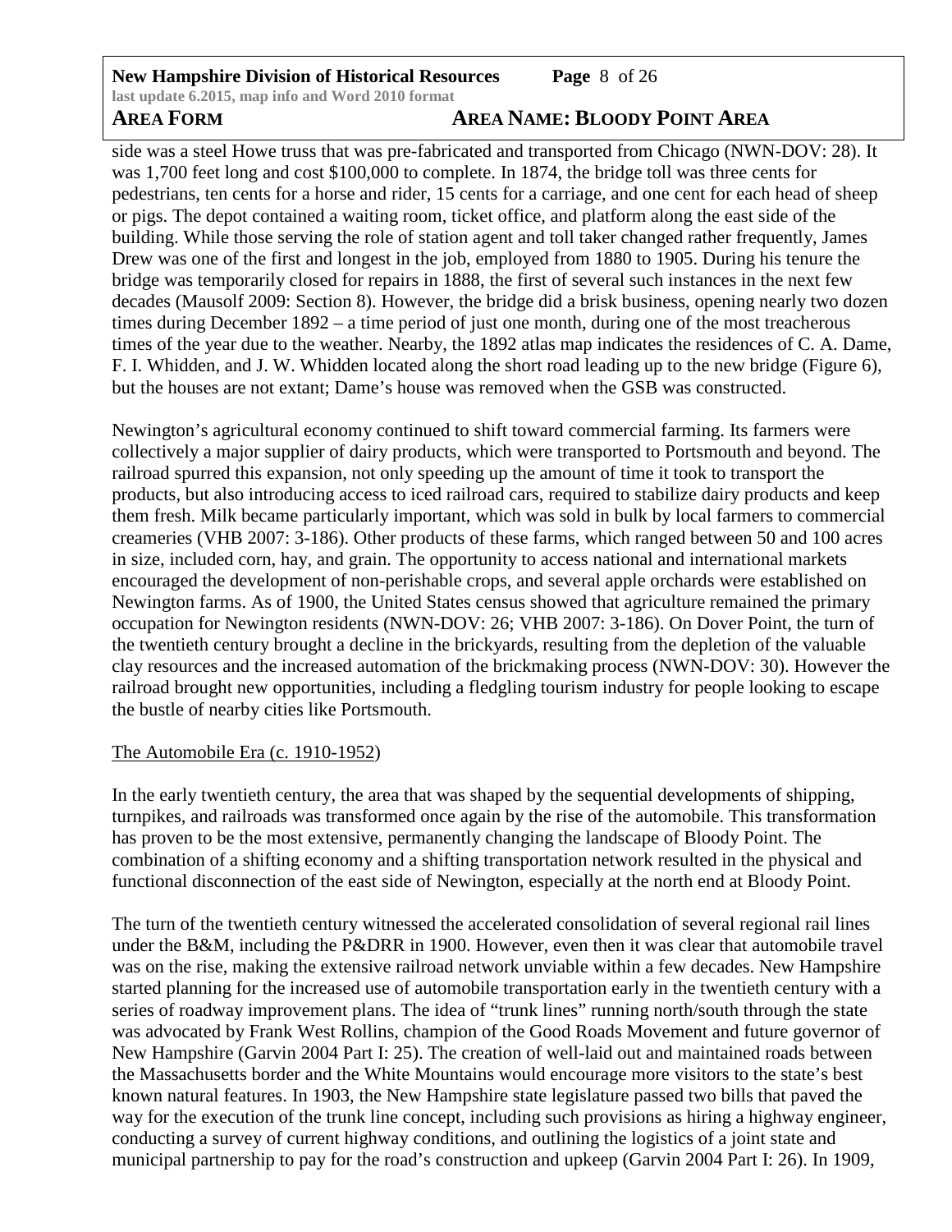side was a steel Howe truss that was pre-fabricated and transported from Chicago (NWN-DOV: 28). It was 1,700 feet long and cost $100,000 to complete. In 1874, the bridge toll was three cents for pedestrians, ten cents for a horse and rider, 15 cents for a carriage, and one cent for each head of sheep or pigs. The depot contained a waiting room, ticket office, and platform along the east side of the building. While those serving the role of station agent and toll taker changed rather frequently, James Drew was one of the first and longest in the job, employed from 1880 to 1905. During his tenure the bridge was temporarily closed for repairs in 1888, the first of several such instances in the next few decades (Mausolf 2009: Section 8). However, the bridge did a brisk business, opening nearly two dozen times during December 1892 – a time period of just one month, during one of the most treacherous times of the year due to the weather. Nearby, the 1892 atlas map indicates the residences of C. A. Dame, F. I. Whidden, and J. W. Whidden located along the short road leading up to the new bridge (Figure 6), but the houses are not extant; Dame's house was removed when the GSB was constructed.

Newington's agricultural economy continued to shift toward commercial farming. Its farmers were collectively a major supplier of dairy products, which were transported to Portsmouth and beyond. The railroad spurred this expansion, not only speeding up the amount of time it took to transport the products, but also introducing access to iced railroad cars, required to stabilize dairy products and keep them fresh. Milk became particularly important, which was sold in bulk by local farmers to commercial creameries (VHB 2007: 3-186). Other products of these farms, which ranged between 50 and 100 acres in size, included corn, hay, and grain. The opportunity to access national and international markets encouraged the development of non-perishable crops, and several apple orchards were established on Newington farms. As of 1900, the United States census showed that agriculture remained the primary occupation for Newington residents (NWN-DOV: 26; VHB 2007: 3-186). On Dover Point, the turn of the twentieth century brought a decline in the brickyards, resulting from the depletion of the valuable clay resources and the increased automation of the brickmaking process (NWN-DOV: 30). However the railroad brought new opportunities, including a fledgling tourism industry for people looking to escape the bustle of nearby cities like Portsmouth.

The Automobile Era (c. 1910-1952)

In the early twentieth century, the area that was shaped by the sequential developments of shipping, turnpikes, and railroads was transformed once again by the rise of the automobile. This transformation has proven to be the most extensive, permanently changing the landscape of Bloody Point. The combination of a shifting economy and a shifting transportation network resulted in the physical and functional disconnection of the east side of Newington, especially at the north end at Bloody Point.

The turn of the twentieth century witnessed the accelerated consolidation of several regional rail lines under the B&M, including the P&DRR in 1900. However, even then it was clear that automobile travel was on the rise, making the extensive railroad network unviable within a few decades. New Hampshire started planning for the increased use of automobile transportation early in the twentieth century with a series of roadway improvement plans. The idea of "trunk lines" running north/south through the state was advocated by Frank West Rollins, champion of the Good Roads Movement and future governor of New Hampshire (Garvin 2004 Part I: 25). The creation of well-laid out and maintained roads between the Massachusetts border and the White Mountains would encourage more visitors to the state's best known natural features. In 1903, the New Hampshire state legislature passed two bills that paved the way for the execution of the trunk line concept, including such provisions as hiring a highway engineer, conducting a survey of current highway conditions, and outlining the logistics of a joint state and municipal partnership to pay for the road's construction and upkeep (Garvin 2004 Part I: 26). In 1909,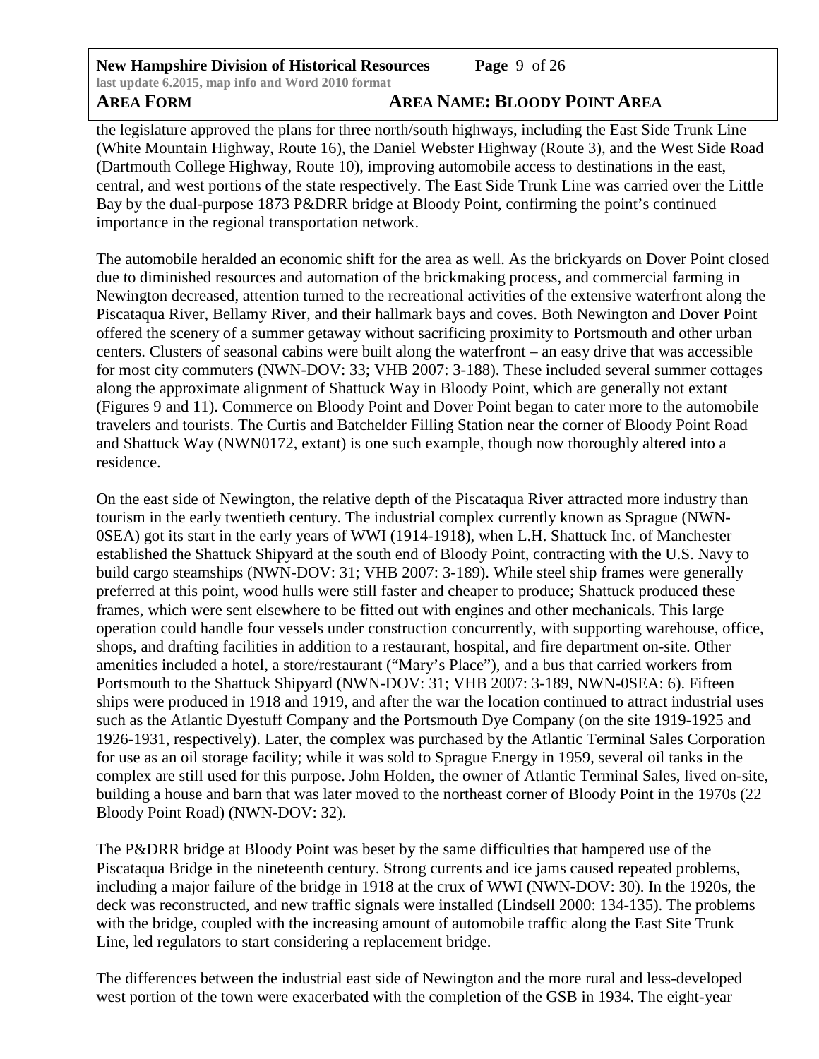the legislature approved the plans for three north/south highways, including the East Side Trunk Line (White Mountain Highway, Route 16), the Daniel Webster Highway (Route 3), and the West Side Road (Dartmouth College Highway, Route 10), improving automobile access to destinations in the east, central, and west portions of the state respectively. The East Side Trunk Line was carried over the Little Bay by the dual-purpose 1873 P&DRR bridge at Bloody Point, confirming the point's continued importance in the regional transportation network.

The automobile heralded an economic shift for the area as well. As the brickyards on Dover Point closed due to diminished resources and automation of the brickmaking process, and commercial farming in Newington decreased, attention turned to the recreational activities of the extensive waterfront along the Piscataqua River, Bellamy River, and their hallmark bays and coves. Both Newington and Dover Point offered the scenery of a summer getaway without sacrificing proximity to Portsmouth and other urban centers. Clusters of seasonal cabins were built along the waterfront – an easy drive that was accessible for most city commuters (NWN-DOV: 33; VHB 2007: 3-188). These included several summer cottages along the approximate alignment of Shattuck Way in Bloody Point, which are generally not extant (Figures 9 and 11). Commerce on Bloody Point and Dover Point began to cater more to the automobile travelers and tourists. The Curtis and Batchelder Filling Station near the corner of Bloody Point Road and Shattuck Way (NWN0172, extant) is one such example, though now thoroughly altered into a residence.

On the east side of Newington, the relative depth of the Piscataqua River attracted more industry than tourism in the early twentieth century. The industrial complex currently known as Sprague (NWN-0SEA) got its start in the early years of WWI (1914-1918), when L.H. Shattuck Inc. of Manchester established the Shattuck Shipyard at the south end of Bloody Point, contracting with the U.S. Navy to build cargo steamships (NWN-DOV: 31; VHB 2007: 3-189). While steel ship frames were generally preferred at this point, wood hulls were still faster and cheaper to produce; Shattuck produced these frames, which were sent elsewhere to be fitted out with engines and other mechanicals. This large operation could handle four vessels under construction concurrently, with supporting warehouse, office, shops, and drafting facilities in addition to a restaurant, hospital, and fire department on-site. Other amenities included a hotel, a store/restaurant ("Mary's Place"), and a bus that carried workers from Portsmouth to the Shattuck Shipyard (NWN-DOV: 31; VHB 2007: 3-189, NWN-0SEA: 6). Fifteen ships were produced in 1918 and 1919, and after the war the location continued to attract industrial uses such as the Atlantic Dyestuff Company and the Portsmouth Dye Company (on the site 1919-1925 and 1926-1931, respectively). Later, the complex was purchased by the Atlantic Terminal Sales Corporation for use as an oil storage facility; while it was sold to Sprague Energy in 1959, several oil tanks in the complex are still used for this purpose. John Holden, the owner of Atlantic Terminal Sales, lived on-site, building a house and barn that was later moved to the northeast corner of Bloody Point in the 1970s (22 Bloody Point Road) (NWN-DOV: 32).

The P&DRR bridge at Bloody Point was beset by the same difficulties that hampered use of the Piscataqua Bridge in the nineteenth century. Strong currents and ice jams caused repeated problems, including a major failure of the bridge in 1918 at the crux of WWI (NWN-DOV: 30). In the 1920s, the deck was reconstructed, and new traffic signals were installed (Lindsell 2000: 134-135). The problems with the bridge, coupled with the increasing amount of automobile traffic along the East Site Trunk Line, led regulators to start considering a replacement bridge.

The differences between the industrial east side of Newington and the more rural and less-developed west portion of the town were exacerbated with the completion of the GSB in 1934. The eight-year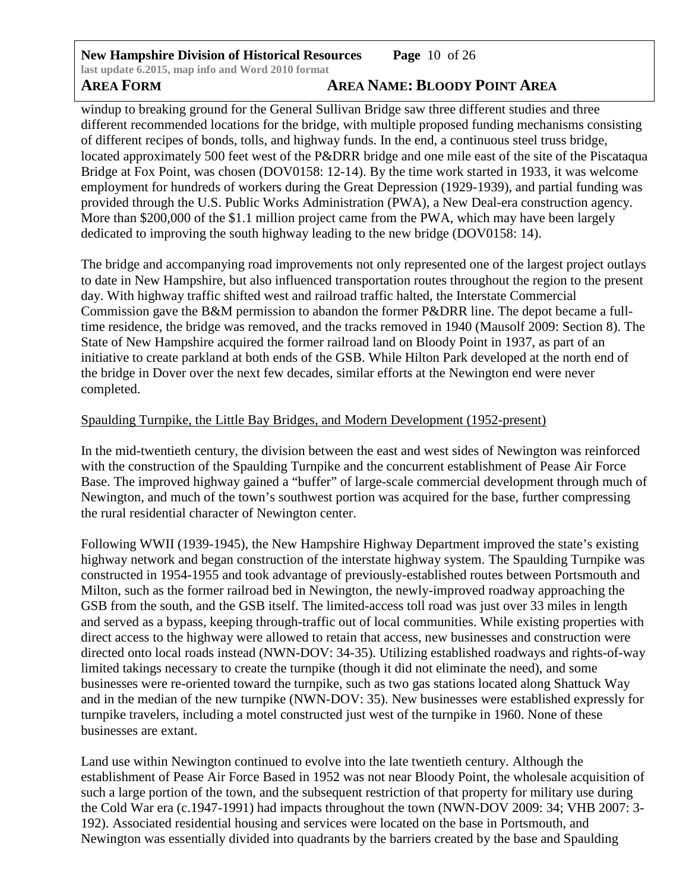windup to breaking ground for the General Sullivan Bridge saw three different studies and three different recommended locations for the bridge, with multiple proposed funding mechanisms consisting of different recipes of bonds, tolls, and highway funds. In the end, a continuous steel truss bridge, located approximately 500 feet west of the P&DRR bridge and one mile east of the site of the Piscataqua Bridge at Fox Point, was chosen (DOV0158: 12-14). By the time work started in 1933, it was welcome employment for hundreds of workers during the Great Depression (1929-1939), and partial funding was provided through the U.S. Public Works Administration (PWA), a New Deal-era construction agency. More than $200,000 of the $1.1 million project came from the PWA, which may have been largely dedicated to improving the south highway leading to the new bridge (DOV0158: 14).

The bridge and accompanying road improvements not only represented one of the largest project outlays to date in New Hampshire, but also influenced transportation routes throughout the region to the present day. With highway traffic shifted west and railroad traffic halted, the Interstate Commercial Commission gave the B&M permission to abandon the former P&DRR line. The depot became a full-time residence, the bridge was removed, and the tracks removed in 1940 (Mausolf 2009: Section 8). The State of New Hampshire acquired the former railroad land on Bloody Point in 1937, as part of an initiative to create parkland at both ends of the GSB. While Hilton Park developed at the north end of the bridge in Dover over the next few decades, similar efforts at the Newington end were never completed.

Spaulding Turnpike, the Little Bay Bridges, and Modern Development (1952-present)

In the mid-twentieth century, the division between the east and west sides of Newington was reinforced with the construction of the Spaulding Turnpike and the concurrent establishment of Pease Air Force Base. The improved highway gained a "buffer" of large-scale commercial development through much of Newington, and much of the town's southwest portion was acquired for the base, further compressing the rural residential character of Newington center.

Following WWII (1939-1945), the New Hampshire Highway Department improved the state's existing highway network and began construction of the interstate highway system. The Spaulding Turnpike was constructed in 1954-1955 and took advantage of previously-established routes between Portsmouth and Milton, such as the former railroad bed in Newington, the newly-improved roadway approaching the GSB from the south, and the GSB itself. The limited-access toll road was just over 33 miles in length and served as a bypass, keeping through-traffic out of local communities. While existing properties with direct access to the highway were allowed to retain that access, new businesses and construction were directed onto local roads instead (NWN-DOV: 34-35). Utilizing established roadways and rights-of-way limited takings necessary to create the turnpike (though it did not eliminate the need), and some businesses were re-oriented toward the turnpike, such as two gas stations located along Shattuck Way and in the median of the new turnpike (NWN-DOV: 35). New businesses were established expressly for turnpike travelers, including a motel constructed just west of the turnpike in 1960. None of these businesses are extant.

Land use within Newington continued to evolve into the late twentieth century. Although the establishment of Pease Air Force Based in 1952 was not near Bloody Point, the wholesale acquisition of such a large portion of the town, and the subsequent restriction of that property for military use during the Cold War era (c.1947-1991) had impacts throughout the town (NWN-DOV 2009: 34; VHB 2007: 3-192). Associated residential housing and services were located on the base in Portsmouth, and Newington was essentially divided into quadrants by the barriers created by the base and Spaulding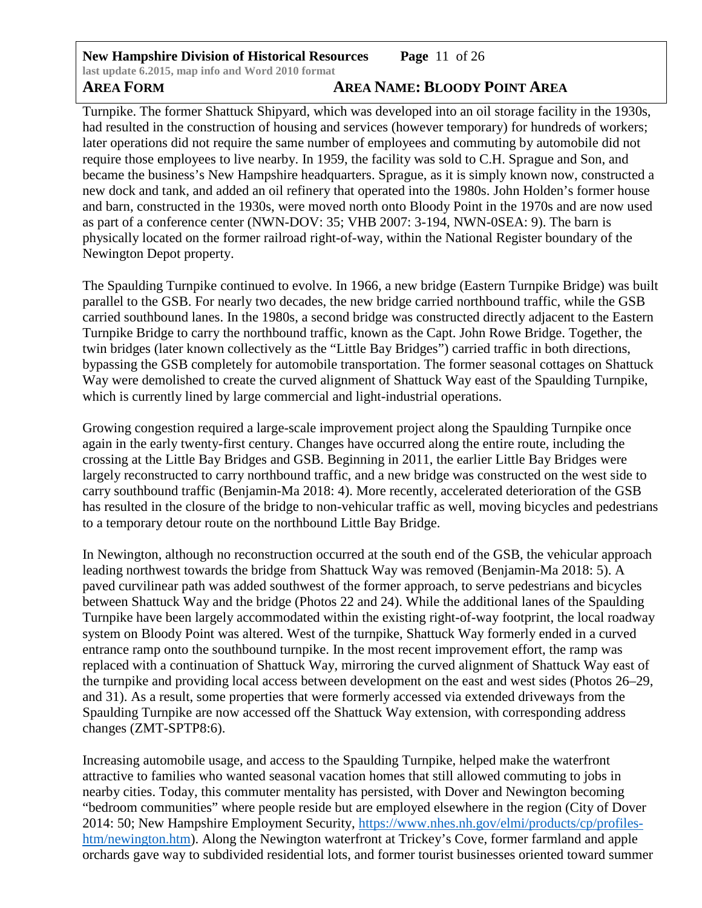Turnpike. The former Shattuck Shipyard, which was developed into an oil storage facility in the 1930s, had resulted in the construction of housing and services (however temporary) for hundreds of workers; later operations did not require the same number of employees and commuting by automobile did not require those employees to live nearby. In 1959, the facility was sold to C.H. Sprague and Son, and became the business's New Hampshire headquarters. Sprague, as it is simply known now, constructed a new dock and tank, and added an oil refinery that operated into the 1980s. John Holden's former house and barn, constructed in the 1930s, were moved north onto Bloody Point in the 1970s and are now used as part of a conference center (NWN-DOV: 35; VHB 2007: 3-194, NWN-0SEA: 9). The barn is physically located on the former railroad right-of-way, within the National Register boundary of the Newington Depot property.

The Spaulding Turnpike continued to evolve. In 1966, a new bridge (Eastern Turnpike Bridge) was built parallel to the GSB. For nearly two decades, the new bridge carried northbound traffic, while the GSB carried southbound lanes. In the 1980s, a second bridge was constructed directly adjacent to the Eastern Turnpike Bridge to carry the northbound traffic, known as the Capt. John Rowe Bridge. Together, the twin bridges (later known collectively as the "Little Bay Bridges") carried traffic in both directions, bypassing the GSB completely for automobile transportation. The former seasonal cottages on Shattuck Way were demolished to create the curved alignment of Shattuck Way east of the Spaulding Turnpike, which is currently lined by large commercial and light-industrial operations.

Growing congestion required a large-scale improvement project along the Spaulding Turnpike once again in the early twenty-first century. Changes have occurred along the entire route, including the crossing at the Little Bay Bridges and GSB. Beginning in 2011, the earlier Little Bay Bridges were largely reconstructed to carry northbound traffic, and a new bridge was constructed on the west side to carry southbound traffic (Benjamin-Ma 2018: 4). More recently, accelerated deterioration of the GSB has resulted in the closure of the bridge to non-vehicular traffic as well, moving bicycles and pedestrians to a temporary detour route on the northbound Little Bay Bridge.

In Newington, although no reconstruction occurred at the south end of the GSB, the vehicular approach leading northwest towards the bridge from Shattuck Way was removed (Benjamin-Ma 2018: 5). A paved curvilinear path was added southwest of the former approach, to serve pedestrians and bicycles between Shattuck Way and the bridge (Photos 22 and 24). While the additional lanes of the Spaulding Turnpike have been largely accommodated within the existing right-of-way footprint, the local roadway system on Bloody Point was altered. West of the turnpike, Shattuck Way formerly ended in a curved entrance ramp onto the southbound turnpike. In the most recent improvement effort, the ramp was replaced with a continuation of Shattuck Way, mirroring the curved alignment of Shattuck Way east of the turnpike and providing local access between development on the east and west sides (Photos 26–29, and 31). As a result, some properties that were formerly accessed via extended driveways from the Spaulding Turnpike are now accessed off the Shattuck Way extension, with corresponding address changes (ZMT-SPTP8:6).

Increasing automobile usage, and access to the Spaulding Turnpike, helped make the waterfront attractive to families who wanted seasonal vacation homes that still allowed commuting to jobs in nearby cities. Today, this commuter mentality has persisted, with Dover and Newington becoming "bedroom communities" where people reside but are employed elsewhere in the region (City of Dover 2014: 50; New Hampshire Employment Security, https://www.nhes.nh.gov/elmi/products/cp/profiles-htm/newington.htm). Along the Newington waterfront at Trickey's Cove, former farmland and apple orchards gave way to subdivided residential lots, and former tourist businesses oriented toward summer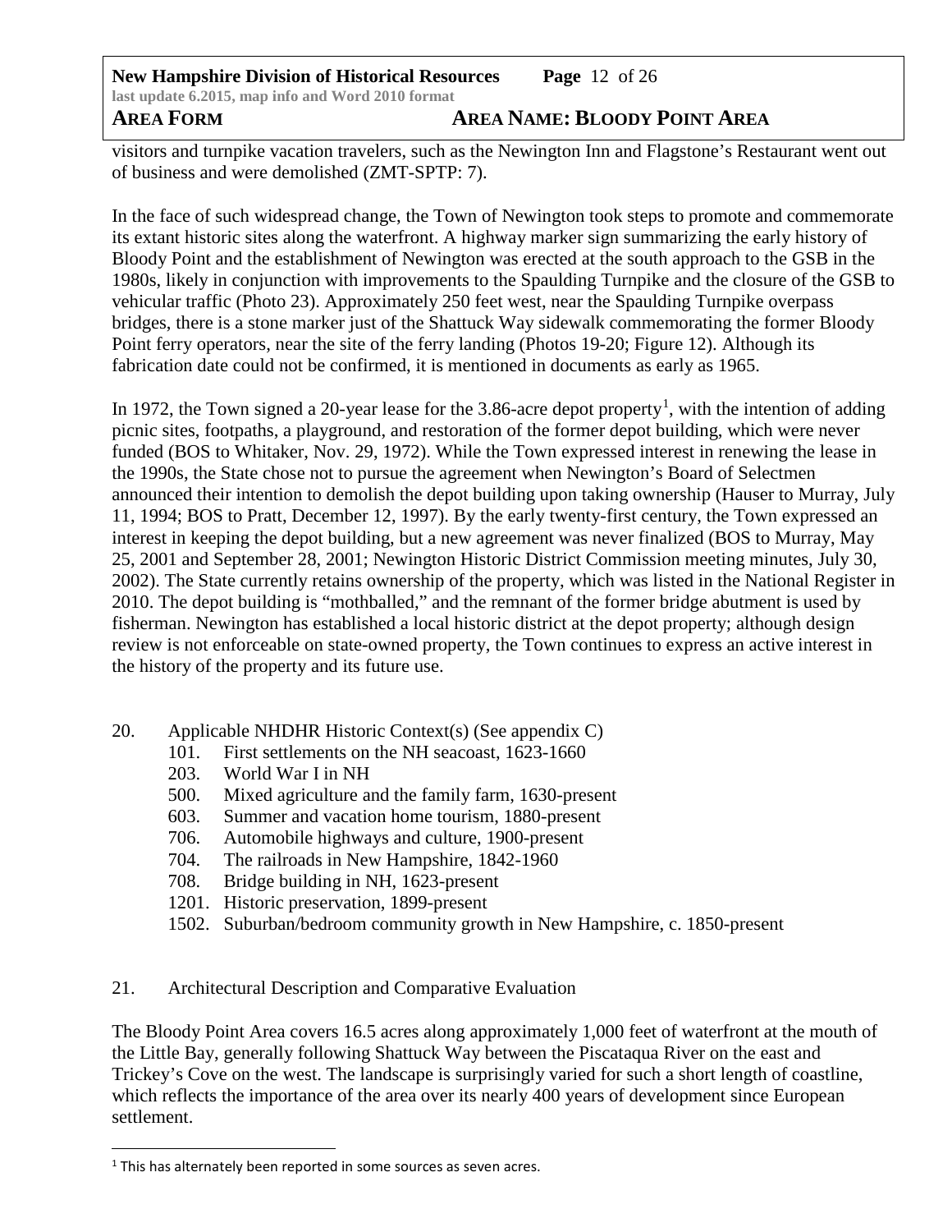visitors and turnpike vacation travelers, such as the Newington Inn and Flagstone's Restaurant went out of business and were demolished (ZMT-SPTP: 7).

In the face of such widespread change, the Town of Newington took steps to promote and commemorate its extant historic sites along the waterfront. A highway marker sign summarizing the early history of Bloody Point and the establishment of Newington was erected at the south approach to the GSB in the 1980s, likely in conjunction with improvements to the Spaulding Turnpike and the closure of the GSB to vehicular traffic (Photo 23). Approximately 250 feet west, near the Spaulding Turnpike overpass bridges, there is a stone marker just of the Shattuck Way sidewalk commemorating the former Bloody Point ferry operators, near the site of the ferry landing (Photos 19-20; Figure 12). Although its fabrication date could not be confirmed, it is mentioned in documents as early as 1965.

In 1972, the Town signed a 20-year lease for the 3.86-acre depot property[1], with the intention of adding picnic sites, footpaths, a playground, and restoration of the former depot building, which were never funded (BOS to Whitaker, Nov. 29, 1972). While the Town expressed interest in renewing the lease in the 1990s, the State chose not to pursue the agreement when Newington's Board of Selectmen announced their intention to demolish the depot building upon taking ownership (Hauser to Murray, July 11, 1994; BOS to Pratt, December 12, 1997). By the early twenty-first century, the Town expressed an interest in keeping the depot building, but a new agreement was never finalized (BOS to Murray, May 25, 2001 and September 28, 2001; Newington Historic District Commission meeting minutes, July 30, 2002). The State currently retains ownership of the property, which was listed in the National Register in 2010. The depot building is "mothballed," and the remnant of the former bridge abutment is used by fisherman. Newington has established a local historic district at the depot property; although design review is not enforceable on state-owned property, the Town continues to express an active interest in the history of the property and its future use.

20. Applicable NHDHR Historic Context(s) (See appendix C)
    - 101. First settlements on the NH seacoast, 1623-1660
    - 203. World War I in NH
    - 500. Mixed agriculture and the family farm, 1630-present
    - 603. Summer and vacation home tourism, 1880-present
    - 706. Automobile highways and culture, 1900-present
    - 704. The railroads in New Hampshire, 1842-1960
    - 708. Bridge building in NH, 1623-present
    - 1201. Historic preservation, 1899-present
    - 1502. Suburban/bedroom community growth in New Hampshire, c. 1850-present

21. Architectural Description and Comparative Evaluation

The Bloody Point Area covers 16.5 acres along approximately 1,000 feet of waterfront at the mouth of the Little Bay, generally following Shattuck Way between the Piscataqua River on the east and Trickey's Cove on the west. The landscape is surprisingly varied for such a short length of coastline, which reflects the importance of the area over its nearly 400 years of development since European settlement.

[1] This has alternately been reported in some sources as seven acres.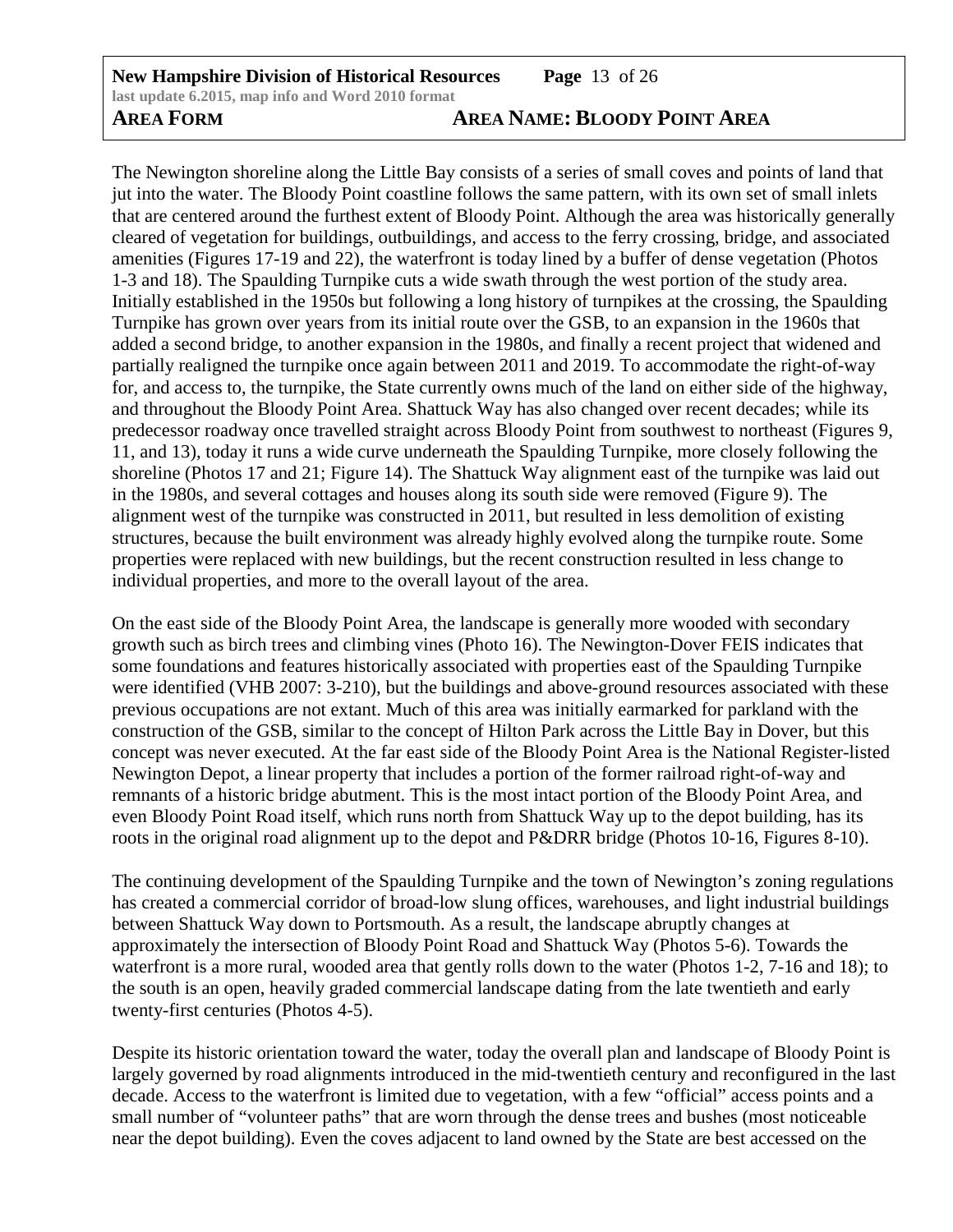The Newington shoreline along the Little Bay consists of a series of small coves and points of land that jut into the water. The Bloody Point coastline follows the same pattern, with its own set of small inlets that are centered around the furthest extent of Bloody Point. Although the area was historically generally cleared of vegetation for buildings, outbuildings, and access to the ferry crossing, bridge, and associated amenities (Figures 17-19 and 22), the waterfront is today lined by a buffer of dense vegetation (Photos 1-3 and 18). The Spaulding Turnpike cuts a wide swath through the west portion of the study area. Initially established in the 1950s but following a long history of turnpikes at the crossing, the Spaulding Turnpike has grown over years from its initial route over the GSB, to an expansion in the 1960s that added a second bridge, to another expansion in the 1980s, and finally a recent project that widened and partially realigned the turnpike once again between 2011 and 2019. To accommodate the right-of-way for, and access to, the turnpike, the State currently owns much of the land on either side of the highway, and throughout the Bloody Point Area. Shattuck Way has also changed over recent decades; while its predecessor roadway once travelled straight across Bloody Point from southwest to northeast (Figures 9, 11, and 13), today it runs a wide curve underneath the Spaulding Turnpike, more closely following the shoreline (Photos 17 and 21; Figure 14). The Shattuck Way alignment east of the turnpike was laid out in the 1980s, and several cottages and houses along its south side were removed (Figure 9). The alignment west of the turnpike was constructed in 2011, but resulted in less demolition of existing structures, because the built environment was already highly evolved along the turnpike route. Some properties were replaced with new buildings, but the recent construction resulted in less change to individual properties, and more to the overall layout of the area.

On the east side of the Bloody Point Area, the landscape is generally more wooded with secondary growth such as birch trees and climbing vines (Photo 16). The Newington-Dover FEIS indicates that some foundations and features historically associated with properties east of the Spaulding Turnpike were identified (VHB 2007: 3-210), but the buildings and above-ground resources associated with these previous occupations are not extant. Much of this area was initially earmarked for parkland with the construction of the GSB, similar to the concept of Hilton Park across the Little Bay in Dover, but this concept was never executed. At the far east side of the Bloody Point Area is the National Register-listed Newington Depot, a linear property that includes a portion of the former railroad right-of-way and remnants of a historic bridge abutment. This is the most intact portion of the Bloody Point Area, and even Bloody Point Road itself, which runs north from Shattuck Way up to the depot building, has its roots in the original road alignment up to the depot and P&DRR bridge (Photos 10-16, Figures 8-10).

The continuing development of the Spaulding Turnpike and the town of Newington's zoning regulations has created a commercial corridor of broad-low slung offices, warehouses, and light industrial buildings between Shattuck Way down to Portsmouth. As a result, the landscape abruptly changes at approximately the intersection of Bloody Point Road and Shattuck Way (Photos 5-6). Towards the waterfront is a more rural, wooded area that gently rolls down to the water (Photos 1-2, 7-16 and 18); to the south is an open, heavily graded commercial landscape dating from the late twentieth and early twenty-first centuries (Photos 4-5).

Despite its historic orientation toward the water, today the overall plan and landscape of Bloody Point is largely governed by road alignments introduced in the mid-twentieth century and reconfigured in the last decade. Access to the waterfront is limited due to vegetation, with a few "official" access points and a small number of "volunteer paths" that are worn through the dense trees and bushes (most noticeable near the depot building). Even the coves adjacent to land owned by the State are best accessed on the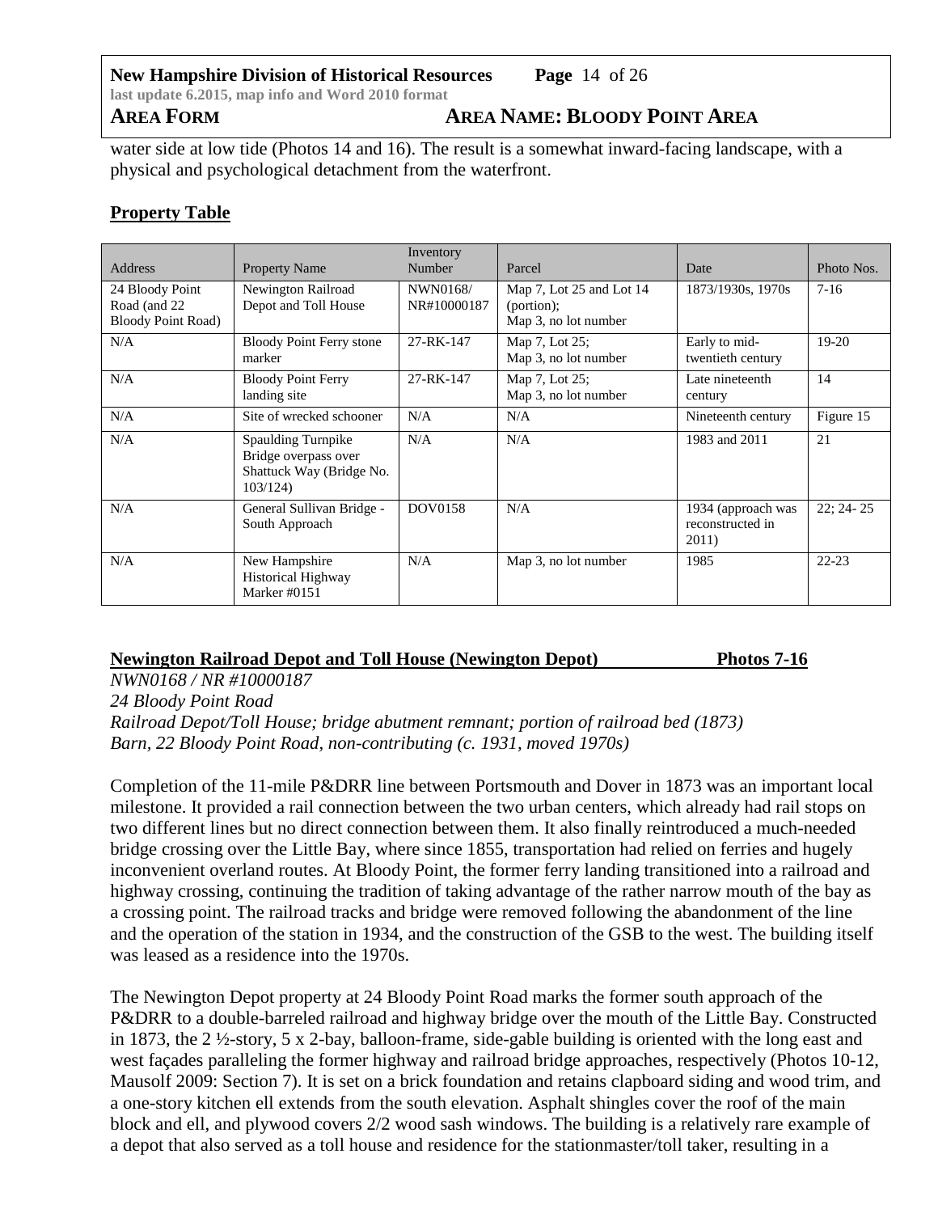water side at low tide (Photos 14 and 16). The result is a somewhat inward-facing landscape, with a physical and psychological detachment from the waterfront.

## Property Table

| Address | Property Name | Inventory Number | Parcel | Date | Photo Nos. |
|---|---|---|---|---|---|
| 24 Bloody Point Road (and 22 Bloody Point Road) | Newington Railroad Depot and Toll House | NWN0168/ NR#10000187 | Map 7, Lot 25 and Lot 14 (portion); Map 3, no lot number | 1873/1930s, 1970s | 7-16 |
| N/A | Bloody Point Ferry stone marker | 27-RK-147 | Map 7, Lot 25; Map 3, no lot number | Early to mid-twentieth century | 19-20 |
| N/A | Bloody Point Ferry landing site | 27-RK-147 | Map 7, Lot 25; Map 3, no lot number | Late nineteenth century | 14 |
| N/A | Site of wrecked schooner | N/A | N/A | Nineteenth century | Figure 15 |
| N/A | Spaulding Turnpike Bridge overpass over Shattuck Way (Bridge No. 103/124) | N/A | N/A | 1983 and 2011 | 21 |
| N/A | General Sullivan Bridge - South Approach | DOV0158 | N/A | 1934 (approach was reconstructed in 2011) | 22; 24- 25 |
| N/A | New Hampshire Historical Highway Marker #0151 | N/A | Map 3, no lot number | 1985 | 22-23 |

**Newington Railroad Depot and Toll House (Newington Depot) Photos 7-16**

*NWN0168 / NR #10000187*
*24 Bloody Point Road*
*Railroad Depot/Toll House; bridge abutment remnant; portion of railroad bed (1873)*
*Barn, 22 Bloody Point Road, non-contributing (c. 1931, moved 1970s)*

Completion of the 11-mile P&DRR line between Portsmouth and Dover in 1873 was an important local milestone. It provided a rail connection between the two urban centers, which already had rail stops on two different lines but no direct connection between them. It also finally reintroduced a much-needed bridge crossing over the Little Bay, where since 1855, transportation had relied on ferries and hugely inconvenient overland routes. At Bloody Point, the former ferry landing transitioned into a railroad and highway crossing, continuing the tradition of taking advantage of the rather narrow mouth of the bay as a crossing point. The railroad tracks and bridge were removed following the abandonment of the line and the operation of the station in 1934, and the construction of the GSB to the west. The building itself was leased as a residence into the 1970s.

The Newington Depot property at 24 Bloody Point Road marks the former south approach of the P&DRR to a double-barreled railroad and highway bridge over the mouth of the Little Bay. Constructed in 1873, the 2 ½-story, 5 x 2-bay, balloon-frame, side-gable building is oriented with the long east and west façades paralleling the former highway and railroad bridge approaches, respectively (Photos 10-12, Mausolf 2009: Section 7). It is set on a brick foundation and retains clapboard siding and wood trim, and a one-story kitchen ell extends from the south elevation. Asphalt shingles cover the roof of the main block and ell, and plywood covers 2/2 wood sash windows. The building is a relatively rare example of a depot that also served as a toll house and residence for the stationmaster/toll taker, resulting in a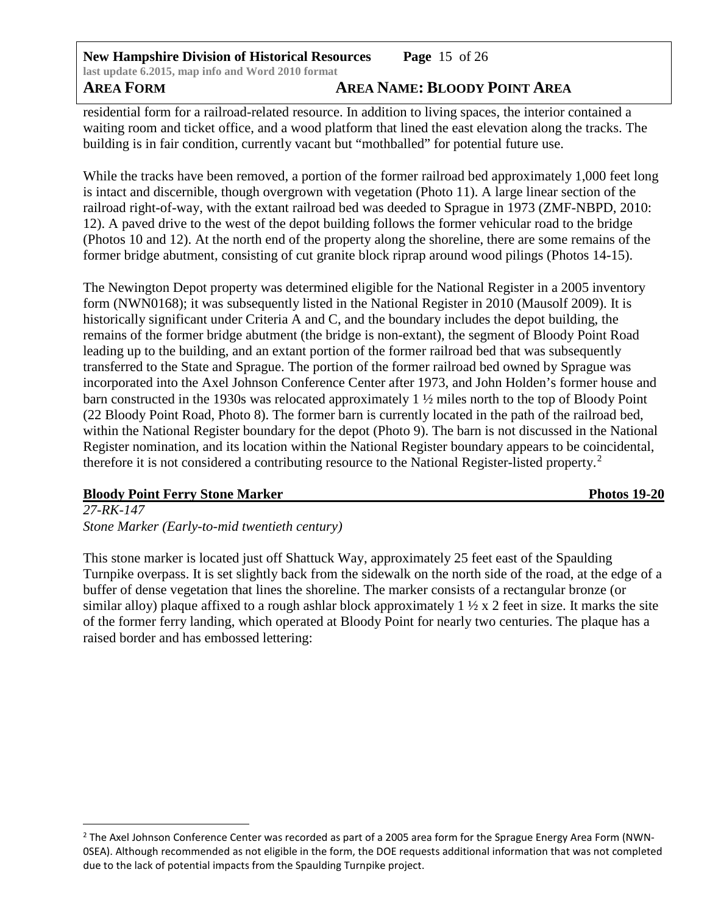residential form for a railroad-related resource. In addition to living spaces, the interior contained a waiting room and ticket office, and a wood platform that lined the east elevation along the tracks. The building is in fair condition, currently vacant but "mothballed" for potential future use.

While the tracks have been removed, a portion of the former railroad bed approximately 1,000 feet long is intact and discernible, though overgrown with vegetation (Photo 11). A large linear section of the railroad right-of-way, with the extant railroad bed was deeded to Sprague in 1973 (ZMF-NBPD, 2010: 12). A paved drive to the west of the depot building follows the former vehicular road to the bridge (Photos 10 and 12). At the north end of the property along the shoreline, there are some remains of the former bridge abutment, consisting of cut granite block riprap around wood pilings (Photos 14-15).

The Newington Depot property was determined eligible for the National Register in a 2005 inventory form (NWN0168); it was subsequently listed in the National Register in 2010 (Mausolf 2009). It is historically significant under Criteria A and C, and the boundary includes the depot building, the remains of the former bridge abutment (the bridge is non-extant), the segment of Bloody Point Road leading up to the building, and an extant portion of the former railroad bed that was subsequently transferred to the State and Sprague. The portion of the former railroad bed owned by Sprague was incorporated into the Axel Johnson Conference Center after 1973, and John Holden's former house and barn constructed in the 1930s was relocated approximately 1 ½ miles north to the top of Bloody Point (22 Bloody Point Road, Photo 8). The former barn is currently located in the path of the railroad bed, within the National Register boundary for the depot (Photo 9). The barn is not discussed in the National Register nomination, and its location within the National Register boundary appears to be coincidental, therefore it is not considered a contributing resource to the National Register-listed property.[2]

**Bloody Point Ferry Stone Marker** **Photos 19-20**

*27-RK-147*
*Stone Marker (Early-to-mid twentieth century)*

This stone marker is located just off Shattuck Way, approximately 25 feet east of the Spaulding Turnpike overpass. It is set slightly back from the sidewalk on the north side of the road, at the edge of a buffer of dense vegetation that lines the shoreline. The marker consists of a rectangular bronze (or similar alloy) plaque affixed to a rough ashlar block approximately 1 ½ x 2 feet in size. It marks the site of the former ferry landing, which operated at Bloody Point for nearly two centuries. The plaque has a raised border and has embossed lettering:

[2] The Axel Johnson Conference Center was recorded as part of a 2005 area form for the Sprague Energy Area Form (NWN-0SEA). Although recommended as not eligible in the form, the DOE requests additional information that was not completed due to the lack of potential impacts from the Spaulding Turnpike project.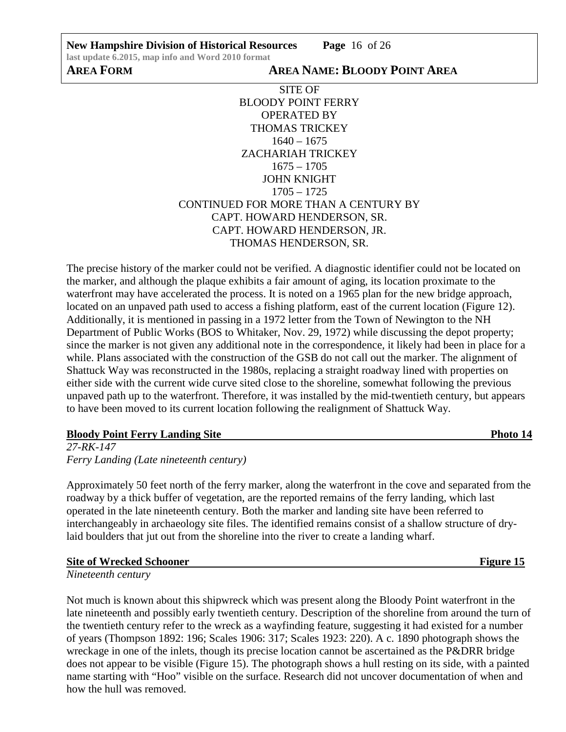SITE OF
BLOODY POINT FERRY
OPERATED BY
THOMAS TRICKEY
1640 – 1675
ZACHARIAH TRICKEY
1675 – 1705
JOHN KNIGHT
1705 – 1725
CONTINUED FOR MORE THAN A CENTURY BY
CAPT. HOWARD HENDERSON, SR.
CAPT. HOWARD HENDERSON, JR.
THOMAS HENDERSON, SR.

The precise history of the marker could not be verified. A diagnostic identifier could not be located on the marker, and although the plaque exhibits a fair amount of aging, its location proximate to the waterfront may have accelerated the process. It is noted on a 1965 plan for the new bridge approach, located on an unpaved path used to access a fishing platform, east of the current location (Figure 12). Additionally, it is mentioned in passing in a 1972 letter from the Town of Newington to the NH Department of Public Works (BOS to Whitaker, Nov. 29, 1972) while discussing the depot property; since the marker is not given any additional note in the correspondence, it likely had been in place for a while. Plans associated with the construction of the GSB do not call out the marker. The alignment of Shattuck Way was reconstructed in the 1980s, replacing a straight roadway lined with properties on either side with the current wide curve sited close to the shoreline, somewhat following the previous unpaved path up to the waterfront. Therefore, it was installed by the mid-twentieth century, but appears to have been moved to its current location following the realignment of Shattuck Way.

**Bloody Point Ferry Landing Site** — **Photo 14**

*27-RK-147*
*Ferry Landing (Late nineteenth century)*

Approximately 50 feet north of the ferry marker, along the waterfront in the cove and separated from the roadway by a thick buffer of vegetation, are the reported remains of the ferry landing, which last operated in the late nineteenth century. Both the marker and landing site have been referred to interchangeably in archaeology site files. The identified remains consist of a shallow structure of dry-laid boulders that jut out from the shoreline into the river to create a landing wharf.

**Site of Wrecked Schooner** — **Figure 15**

*Nineteenth century*

Not much is known about this shipwreck which was present along the Bloody Point waterfront in the late nineteenth and possibly early twentieth century. Description of the shoreline from around the turn of the twentieth century refer to the wreck as a wayfinding feature, suggesting it had existed for a number of years (Thompson 1892: 196; Scales 1906: 317; Scales 1923: 220). A c. 1890 photograph shows the wreckage in one of the inlets, though its precise location cannot be ascertained as the P&DRR bridge does not appear to be visible (Figure 15). The photograph shows a hull resting on its side, with a painted name starting with "Hoo" visible on the surface. Research did not uncover documentation of when and how the hull was removed.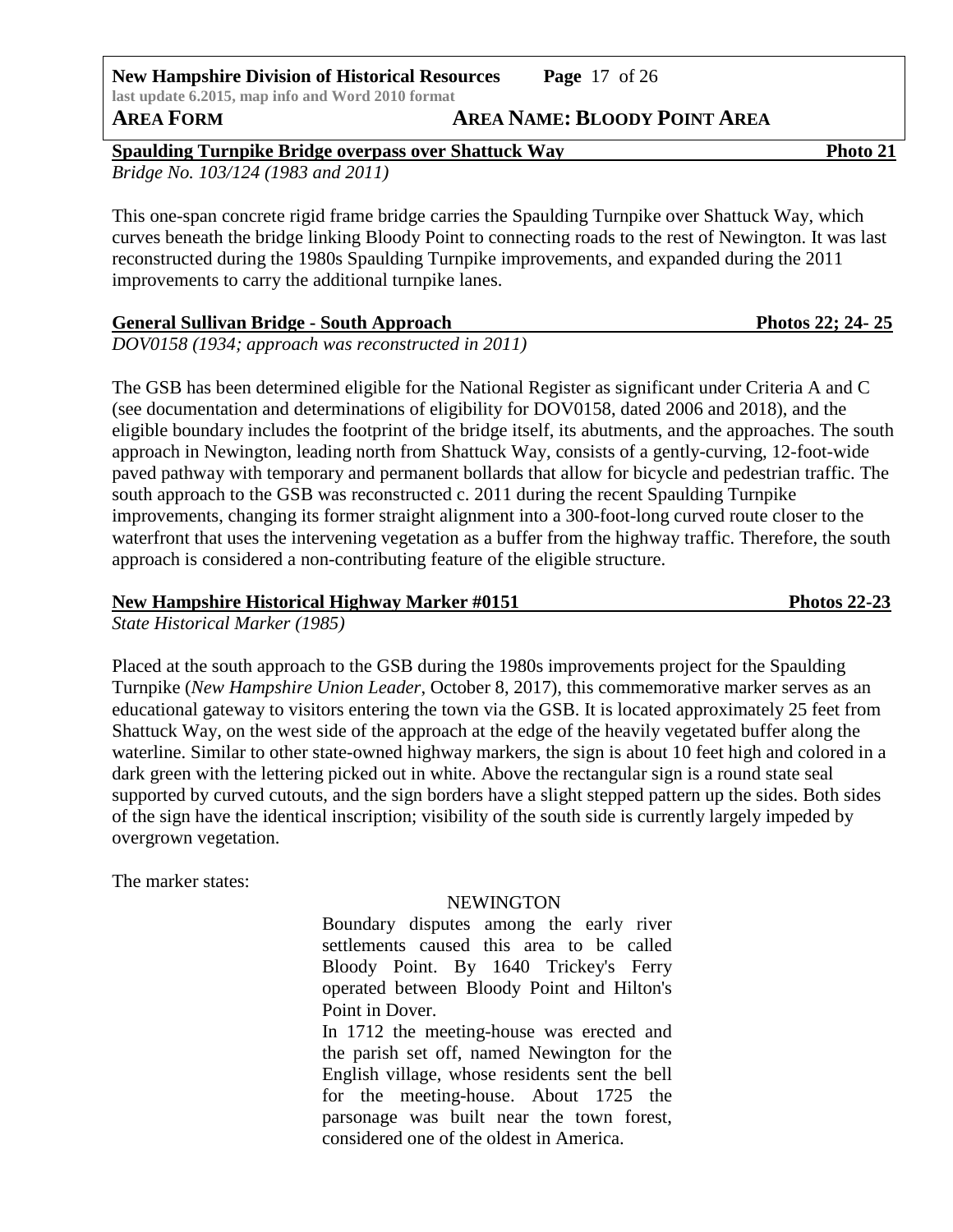**Spaulding Turnpike Bridge overpass over Shattuck Way** **Photo 21**

*Bridge No. 103/124 (1983 and 2011)*

This one-span concrete rigid frame bridge carries the Spaulding Turnpike over Shattuck Way, which curves beneath the bridge linking Bloody Point to connecting roads to the rest of Newington. It was last reconstructed during the 1980s Spaulding Turnpike improvements, and expanded during the 2011 improvements to carry the additional turnpike lanes.

**General Sullivan Bridge - South Approach** **Photos 22; 24- 25**

*DOV0158 (1934; approach was reconstructed in 2011)*

The GSB has been determined eligible for the National Register as significant under Criteria A and C (see documentation and determinations of eligibility for DOV0158, dated 2006 and 2018), and the eligible boundary includes the footprint of the bridge itself, its abutments, and the approaches. The south approach in Newington, leading north from Shattuck Way, consists of a gently-curving, 12-foot-wide paved pathway with temporary and permanent bollards that allow for bicycle and pedestrian traffic. The south approach to the GSB was reconstructed c. 2011 during the recent Spaulding Turnpike improvements, changing its former straight alignment into a 300-foot-long curved route closer to the waterfront that uses the intervening vegetation as a buffer from the highway traffic. Therefore, the south approach is considered a non-contributing feature of the eligible structure.

**New Hampshire Historical Highway Marker #0151** **Photos 22-23**

*State Historical Marker (1985)*

Placed at the south approach to the GSB during the 1980s improvements project for the Spaulding Turnpike (*New Hampshire Union Leader*, October 8, 2017), this commemorative marker serves as an educational gateway to visitors entering the town via the GSB. It is located approximately 25 feet from Shattuck Way, on the west side of the approach at the edge of the heavily vegetated buffer along the waterline. Similar to other state-owned highway markers, the sign is about 10 feet high and colored in a dark green with the lettering picked out in white. Above the rectangular sign is a round state seal supported by curved cutouts, and the sign borders have a slight stepped pattern up the sides. Both sides of the sign have the identical inscription; visibility of the south side is currently largely impeded by overgrown vegetation.

The marker states:

> NEWINGTON
>
> Boundary disputes among the early river settlements caused this area to be called Bloody Point. By 1640 Trickey's Ferry operated between Bloody Point and Hilton's Point in Dover.
>
> In 1712 the meeting-house was erected and the parish set off, named Newington for the English village, whose residents sent the bell for the meeting-house. About 1725 the parsonage was built near the town forest, considered one of the oldest in America.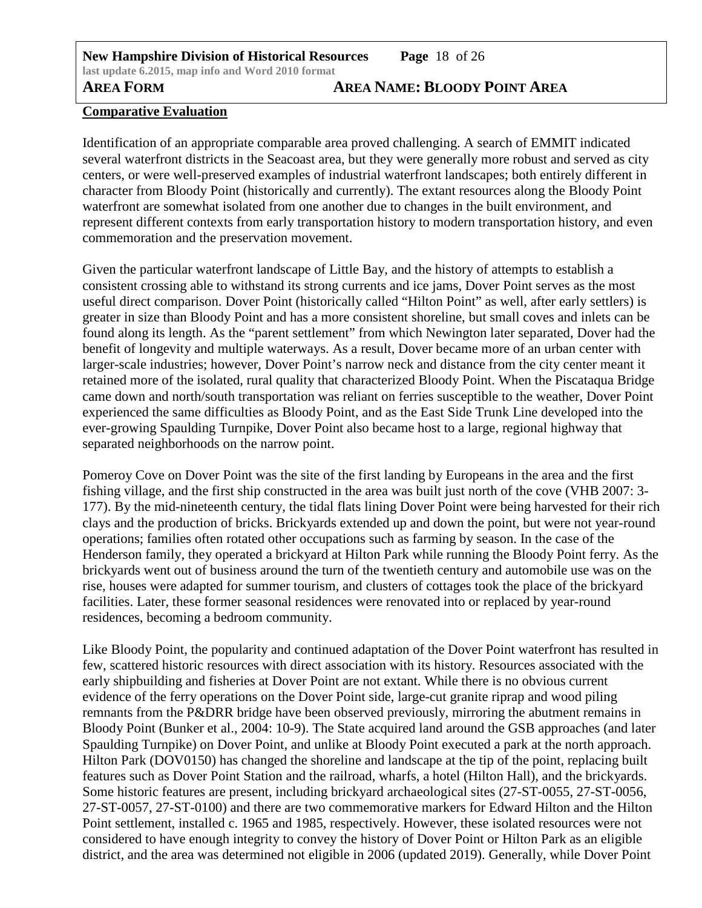## Comparative Evaluation

Identification of an appropriate comparable area proved challenging. A search of EMMIT indicated several waterfront districts in the Seacoast area, but they were generally more robust and served as city centers, or were well-preserved examples of industrial waterfront landscapes; both entirely different in character from Bloody Point (historically and currently). The extant resources along the Bloody Point waterfront are somewhat isolated from one another due to changes in the built environment, and represent different contexts from early transportation history to modern transportation history, and even commemoration and the preservation movement.

Given the particular waterfront landscape of Little Bay, and the history of attempts to establish a consistent crossing able to withstand its strong currents and ice jams, Dover Point serves as the most useful direct comparison. Dover Point (historically called "Hilton Point" as well, after early settlers) is greater in size than Bloody Point and has a more consistent shoreline, but small coves and inlets can be found along its length. As the "parent settlement" from which Newington later separated, Dover had the benefit of longevity and multiple waterways. As a result, Dover became more of an urban center with larger-scale industries; however, Dover Point's narrow neck and distance from the city center meant it retained more of the isolated, rural quality that characterized Bloody Point. When the Piscataqua Bridge came down and north/south transportation was reliant on ferries susceptible to the weather, Dover Point experienced the same difficulties as Bloody Point, and as the East Side Trunk Line developed into the ever-growing Spaulding Turnpike, Dover Point also became host to a large, regional highway that separated neighborhoods on the narrow point.

Pomeroy Cove on Dover Point was the site of the first landing by Europeans in the area and the first fishing village, and the first ship constructed in the area was built just north of the cove (VHB 2007: 3-177). By the mid-nineteenth century, the tidal flats lining Dover Point were being harvested for their rich clays and the production of bricks. Brickyards extended up and down the point, but were not year-round operations; families often rotated other occupations such as farming by season. In the case of the Henderson family, they operated a brickyard at Hilton Park while running the Bloody Point ferry. As the brickyards went out of business around the turn of the twentieth century and automobile use was on the rise, houses were adapted for summer tourism, and clusters of cottages took the place of the brickyard facilities. Later, these former seasonal residences were renovated into or replaced by year-round residences, becoming a bedroom community.

Like Bloody Point, the popularity and continued adaptation of the Dover Point waterfront has resulted in few, scattered historic resources with direct association with its history. Resources associated with the early shipbuilding and fisheries at Dover Point are not extant. While there is no obvious current evidence of the ferry operations on the Dover Point side, large-cut granite riprap and wood piling remnants from the P&DRR bridge have been observed previously, mirroring the abutment remains in Bloody Point (Bunker et al., 2004: 10-9). The State acquired land around the GSB approaches (and later Spaulding Turnpike) on Dover Point, and unlike at Bloody Point executed a park at the north approach. Hilton Park (DOV0150) has changed the shoreline and landscape at the tip of the point, replacing built features such as Dover Point Station and the railroad, wharfs, a hotel (Hilton Hall), and the brickyards. Some historic features are present, including brickyard archaeological sites (27-ST-0055, 27-ST-0056, 27-ST-0057, 27-ST-0100) and there are two commemorative markers for Edward Hilton and the Hilton Point settlement, installed c. 1965 and 1985, respectively. However, these isolated resources were not considered to have enough integrity to convey the history of Dover Point or Hilton Park as an eligible district, and the area was determined not eligible in 2006 (updated 2019). Generally, while Dover Point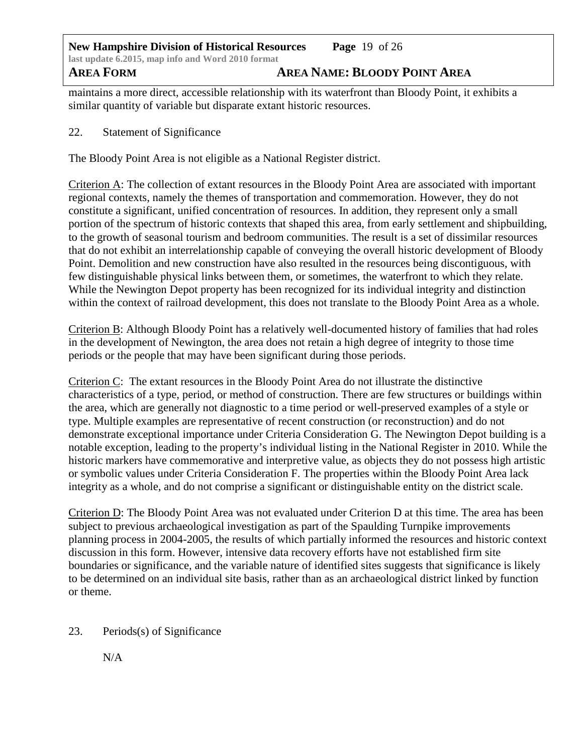maintains a more direct, accessible relationship with its waterfront than Bloody Point, it exhibits a similar quantity of variable but disparate extant historic resources.

22. Statement of Significance

The Bloody Point Area is not eligible as a National Register district.

<u>Criterion A</u>: The collection of extant resources in the Bloody Point Area are associated with important regional contexts, namely the themes of transportation and commemoration. However, they do not constitute a significant, unified concentration of resources. In addition, they represent only a small portion of the spectrum of historic contexts that shaped this area, from early settlement and shipbuilding, to the growth of seasonal tourism and bedroom communities. The result is a set of dissimilar resources that do not exhibit an interrelationship capable of conveying the overall historic development of Bloody Point. Demolition and new construction have also resulted in the resources being discontiguous, with few distinguishable physical links between them, or sometimes, the waterfront to which they relate. While the Newington Depot property has been recognized for its individual integrity and distinction within the context of railroad development, this does not translate to the Bloody Point Area as a whole.

<u>Criterion B</u>: Although Bloody Point has a relatively well-documented history of families that had roles in the development of Newington, the area does not retain a high degree of integrity to those time periods or the people that may have been significant during those periods.

<u>Criterion C</u>: The extant resources in the Bloody Point Area do not illustrate the distinctive characteristics of a type, period, or method of construction. There are few structures or buildings within the area, which are generally not diagnostic to a time period or well-preserved examples of a style or type. Multiple examples are representative of recent construction (or reconstruction) and do not demonstrate exceptional importance under Criteria Consideration G. The Newington Depot building is a notable exception, leading to the property's individual listing in the National Register in 2010. While the historic markers have commemorative and interpretive value, as objects they do not possess high artistic or symbolic values under Criteria Consideration F. The properties within the Bloody Point Area lack integrity as a whole, and do not comprise a significant or distinguishable entity on the district scale.

<u>Criterion D</u>: The Bloody Point Area was not evaluated under Criterion D at this time. The area has been subject to previous archaeological investigation as part of the Spaulding Turnpike improvements planning process in 2004-2005, the results of which partially informed the resources and historic context discussion in this form. However, intensive data recovery efforts have not established firm site boundaries or significance, and the variable nature of identified sites suggests that significance is likely to be determined on an individual site basis, rather than as an archaeological district linked by function or theme.

23. Periods(s) of Significance

N/A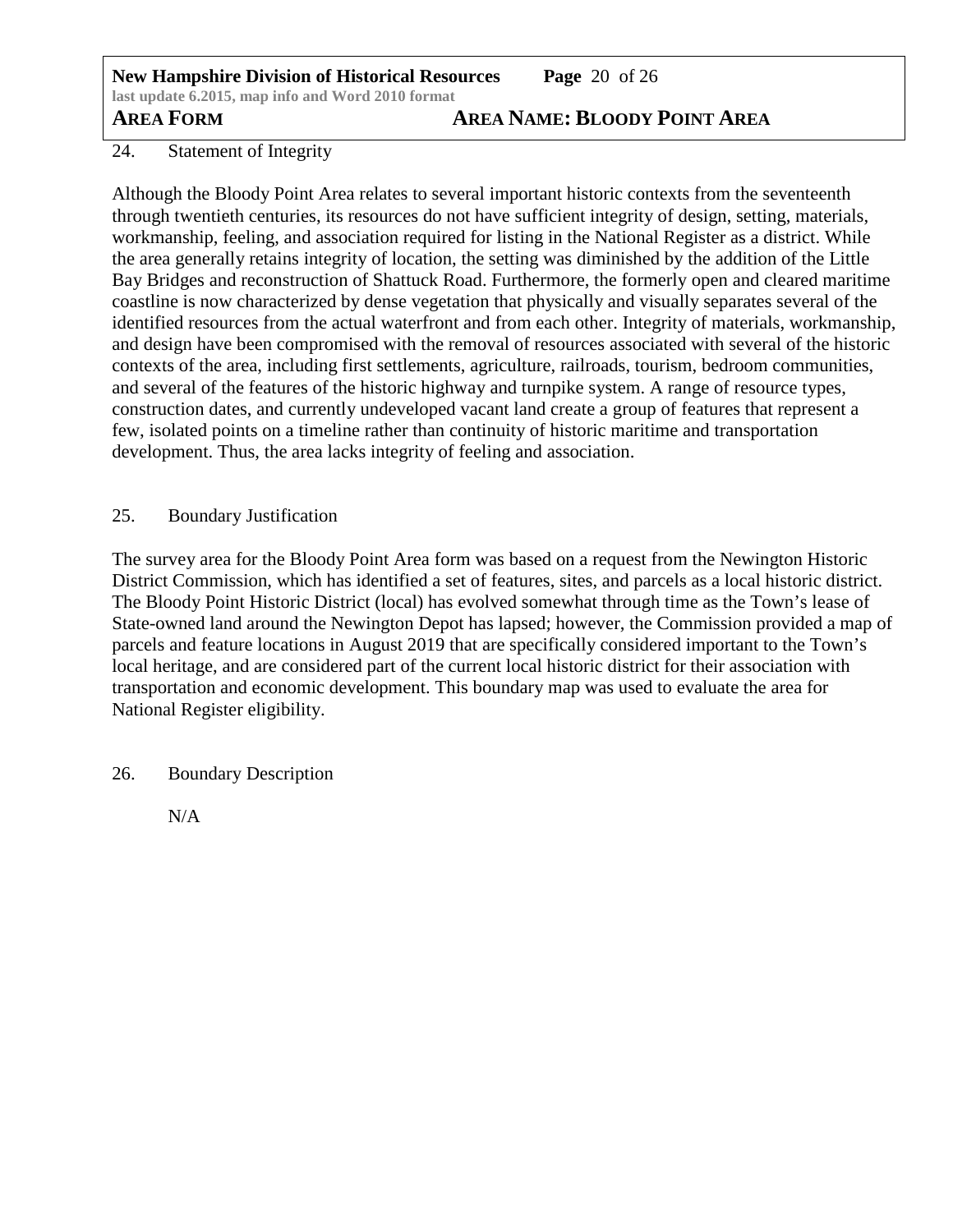24. Statement of Integrity

Although the Bloody Point Area relates to several important historic contexts from the seventeenth through twentieth centuries, its resources do not have sufficient integrity of design, setting, materials, workmanship, feeling, and association required for listing in the National Register as a district. While the area generally retains integrity of location, the setting was diminished by the addition of the Little Bay Bridges and reconstruction of Shattuck Road. Furthermore, the formerly open and cleared maritime coastline is now characterized by dense vegetation that physically and visually separates several of the identified resources from the actual waterfront and from each other. Integrity of materials, workmanship, and design have been compromised with the removal of resources associated with several of the historic contexts of the area, including first settlements, agriculture, railroads, tourism, bedroom communities, and several of the features of the historic highway and turnpike system. A range of resource types, construction dates, and currently undeveloped vacant land create a group of features that represent a few, isolated points on a timeline rather than continuity of historic maritime and transportation development. Thus, the area lacks integrity of feeling and association.

25. Boundary Justification

The survey area for the Bloody Point Area form was based on a request from the Newington Historic District Commission, which has identified a set of features, sites, and parcels as a local historic district. The Bloody Point Historic District (local) has evolved somewhat through time as the Town's lease of State-owned land around the Newington Depot has lapsed; however, the Commission provided a map of parcels and feature locations in August 2019 that are specifically considered important to the Town's local heritage, and are considered part of the current local historic district for their association with transportation and economic development. This boundary map was used to evaluate the area for National Register eligibility.

26. Boundary Description

N/A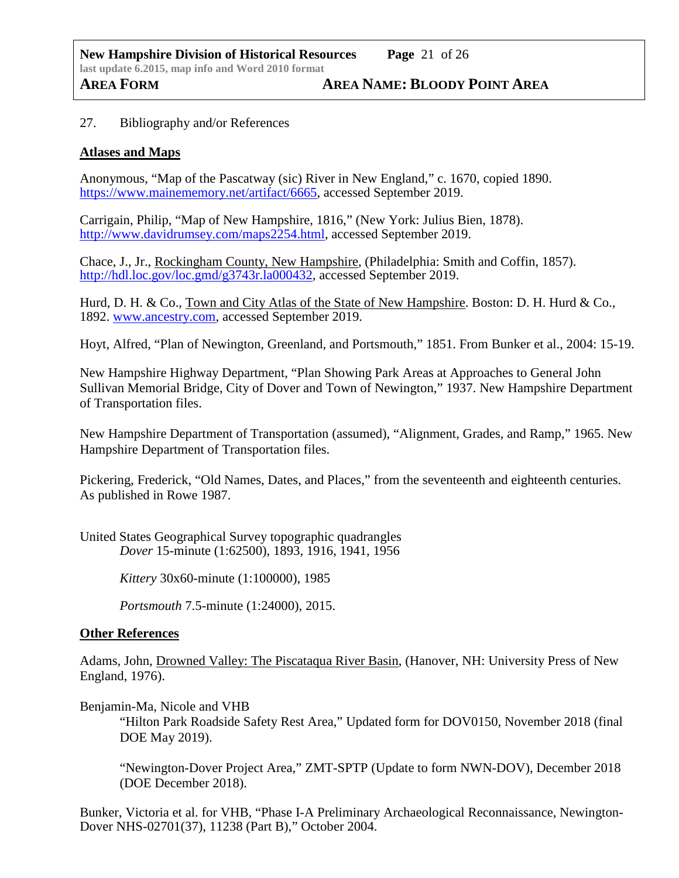27. Bibliography and/or References

**Atlases and Maps**

Anonymous, "Map of the Pascatway (sic) River in New England," c. 1670, copied 1890. https://www.mainememory.net/artifact/6665, accessed September 2019.

Carrigain, Philip, "Map of New Hampshire, 1816," (New York: Julius Bien, 1878). http://www.davidrumsey.com/maps2254.html, accessed September 2019.

Chace, J., Jr., Rockingham County, New Hampshire, (Philadelphia: Smith and Coffin, 1857). http://hdl.loc.gov/loc.gmd/g3743r.la000432, accessed September 2019.

Hurd, D. H. & Co., Town and City Atlas of the State of New Hampshire. Boston: D. H. Hurd & Co., 1892. www.ancestry.com, accessed September 2019.

Hoyt, Alfred, "Plan of Newington, Greenland, and Portsmouth," 1851. From Bunker et al., 2004: 15-19.

New Hampshire Highway Department, "Plan Showing Park Areas at Approaches to General John Sullivan Memorial Bridge, City of Dover and Town of Newington," 1937. New Hampshire Department of Transportation files.

New Hampshire Department of Transportation (assumed), "Alignment, Grades, and Ramp," 1965. New Hampshire Department of Transportation files.

Pickering, Frederick, "Old Names, Dates, and Places," from the seventeenth and eighteenth centuries. As published in Rowe 1987.

United States Geographical Survey topographic quadrangles

*Dover* 15-minute (1:62500), 1893, 1916, 1941, 1956

*Kittery* 30x60-minute (1:100000), 1985

*Portsmouth* 7.5-minute (1:24000), 2015.

**Other References**

Adams, John, Drowned Valley: The Piscataqua River Basin, (Hanover, NH: University Press of New England, 1976).

Benjamin-Ma, Nicole and VHB

"Hilton Park Roadside Safety Rest Area," Updated form for DOV0150, November 2018 (final DOE May 2019).

"Newington-Dover Project Area," ZMT-SPTP (Update to form NWN-DOV), December 2018 (DOE December 2018).

Bunker, Victoria et al. for VHB, "Phase I-A Preliminary Archaeological Reconnaissance, Newington-Dover NHS-02701(37), 11238 (Part B)," October 2004.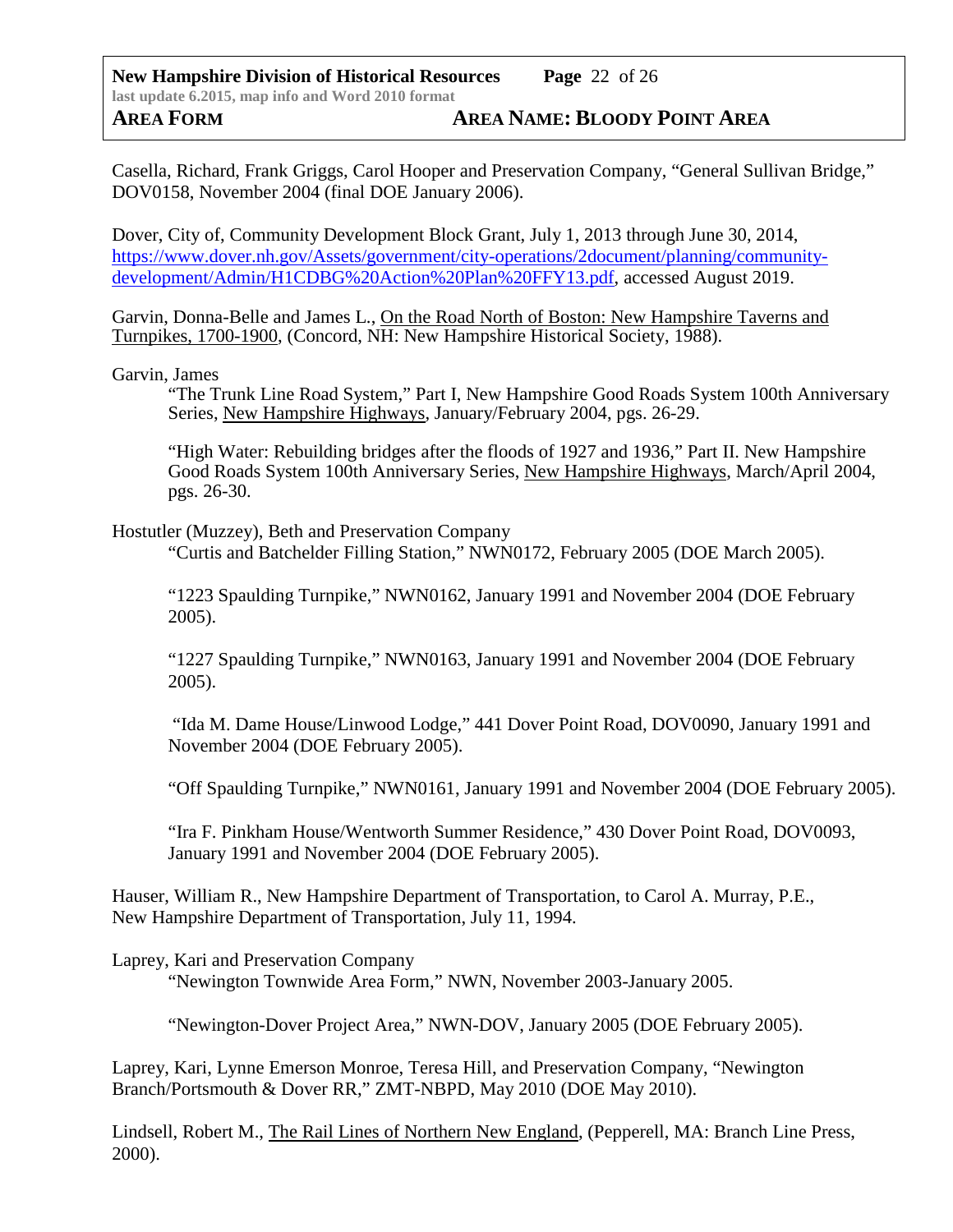Casella, Richard, Frank Griggs, Carol Hooper and Preservation Company, "General Sullivan Bridge," DOV0158, November 2004 (final DOE January 2006).

Dover, City of, Community Development Block Grant, July 1, 2013 through June 30, 2014, [https://www.dover.nh.gov/Assets/government/city-operations/2document/planning/community-development/Admin/H1CDBG%20Action%20Plan%20FFY13.pdf](https://www.dover.nh.gov/Assets/government/city-operations/2document/planning/community-development/Admin/H1CDBG%20Action%20Plan%20FFY13.pdf), accessed August 2019.

Garvin, Donna-Belle and James L., On the Road North of Boston: New Hampshire Taverns and Turnpikes, 1700-1900, (Concord, NH: New Hampshire Historical Society, 1988).

Garvin, James

> "The Trunk Line Road System," Part I, New Hampshire Good Roads System 100th Anniversary Series, New Hampshire Highways, January/February 2004, pgs. 26-29.
>
> "High Water: Rebuilding bridges after the floods of 1927 and 1936," Part II. New Hampshire Good Roads System 100th Anniversary Series, New Hampshire Highways, March/April 2004, pgs. 26-30.

Hostutler (Muzzey), Beth and Preservation Company

> "Curtis and Batchelder Filling Station," NWN0172, February 2005 (DOE March 2005).
>
> "1223 Spaulding Turnpike," NWN0162, January 1991 and November 2004 (DOE February 2005).
>
> "1227 Spaulding Turnpike," NWN0163, January 1991 and November 2004 (DOE February 2005).
>
> "Ida M. Dame House/Linwood Lodge," 441 Dover Point Road, DOV0090, January 1991 and November 2004 (DOE February 2005).
>
> "Off Spaulding Turnpike," NWN0161, January 1991 and November 2004 (DOE February 2005).
>
> "Ira F. Pinkham House/Wentworth Summer Residence," 430 Dover Point Road, DOV0093, January 1991 and November 2004 (DOE February 2005).

Hauser, William R., New Hampshire Department of Transportation, to Carol A. Murray, P.E., New Hampshire Department of Transportation, July 11, 1994.

Laprey, Kari and Preservation Company

> "Newington Townwide Area Form," NWN, November 2003-January 2005.
>
> "Newington-Dover Project Area," NWN-DOV, January 2005 (DOE February 2005).

Laprey, Kari, Lynne Emerson Monroe, Teresa Hill, and Preservation Company, "Newington Branch/Portsmouth & Dover RR," ZMT-NBPD, May 2010 (DOE May 2010).

Lindsell, Robert M., The Rail Lines of Northern New England, (Pepperell, MA: Branch Line Press, 2000).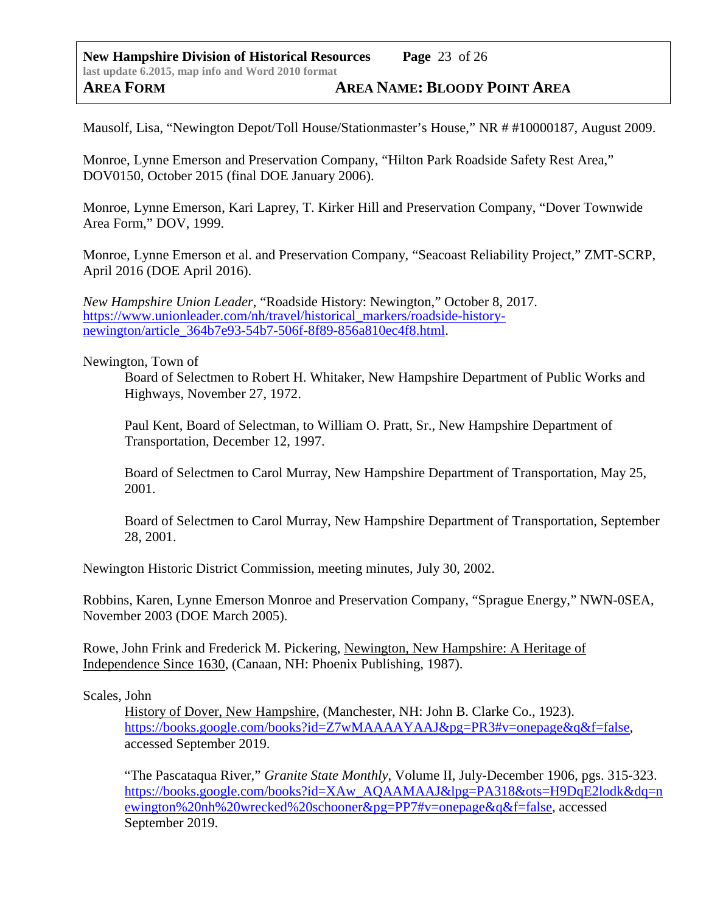Mausolf, Lisa, "Newington Depot/Toll House/Stationmaster's House," NR # #10000187, August 2009.

Monroe, Lynne Emerson and Preservation Company, "Hilton Park Roadside Safety Rest Area," DOV0150, October 2015 (final DOE January 2006).

Monroe, Lynne Emerson, Kari Laprey, T. Kirker Hill and Preservation Company, "Dover Townwide Area Form," DOV, 1999.

Monroe, Lynne Emerson et al. and Preservation Company, "Seacoast Reliability Project," ZMT-SCRP, April 2016 (DOE April 2016).

*New Hampshire Union Leader*, "Roadside History: Newington," October 8, 2017. https://www.unionleader.com/nh/travel/historical_markers/roadside-history-newington/article_364b7e93-54b7-506f-8f89-856a810ec4f8.html.

Newington, Town of

> Board of Selectmen to Robert H. Whitaker, New Hampshire Department of Public Works and Highways, November 27, 1972.
>
> Paul Kent, Board of Selectman, to William O. Pratt, Sr., New Hampshire Department of Transportation, December 12, 1997.
>
> Board of Selectmen to Carol Murray, New Hampshire Department of Transportation, May 25, 2001.
>
> Board of Selectmen to Carol Murray, New Hampshire Department of Transportation, September 28, 2001.

Newington Historic District Commission, meeting minutes, July 30, 2002.

Robbins, Karen, Lynne Emerson Monroe and Preservation Company, "Sprague Energy," NWN-0SEA, November 2003 (DOE March 2005).

Rowe, John Frink and Frederick M. Pickering, Newington, New Hampshire: A Heritage of Independence Since 1630, (Canaan, NH: Phoenix Publishing, 1987).

Scales, John

> History of Dover, New Hampshire, (Manchester, NH: John B. Clarke Co., 1923). https://books.google.com/books?id=Z7wMAAAAYAAJ&pg=PR3#v=onepage&q&f=false, accessed September 2019.
>
> "The Pascataqua River," *Granite State Monthly*, Volume II, July-December 1906, pgs. 315-323. https://books.google.com/books?id=XAw_AQAAMAAJ&lpg=PA318&ots=H9DqE2lodk&dq=newington%20nh%20wrecked%20schooner&pg=PP7#v=onepage&q&f=false, accessed September 2019.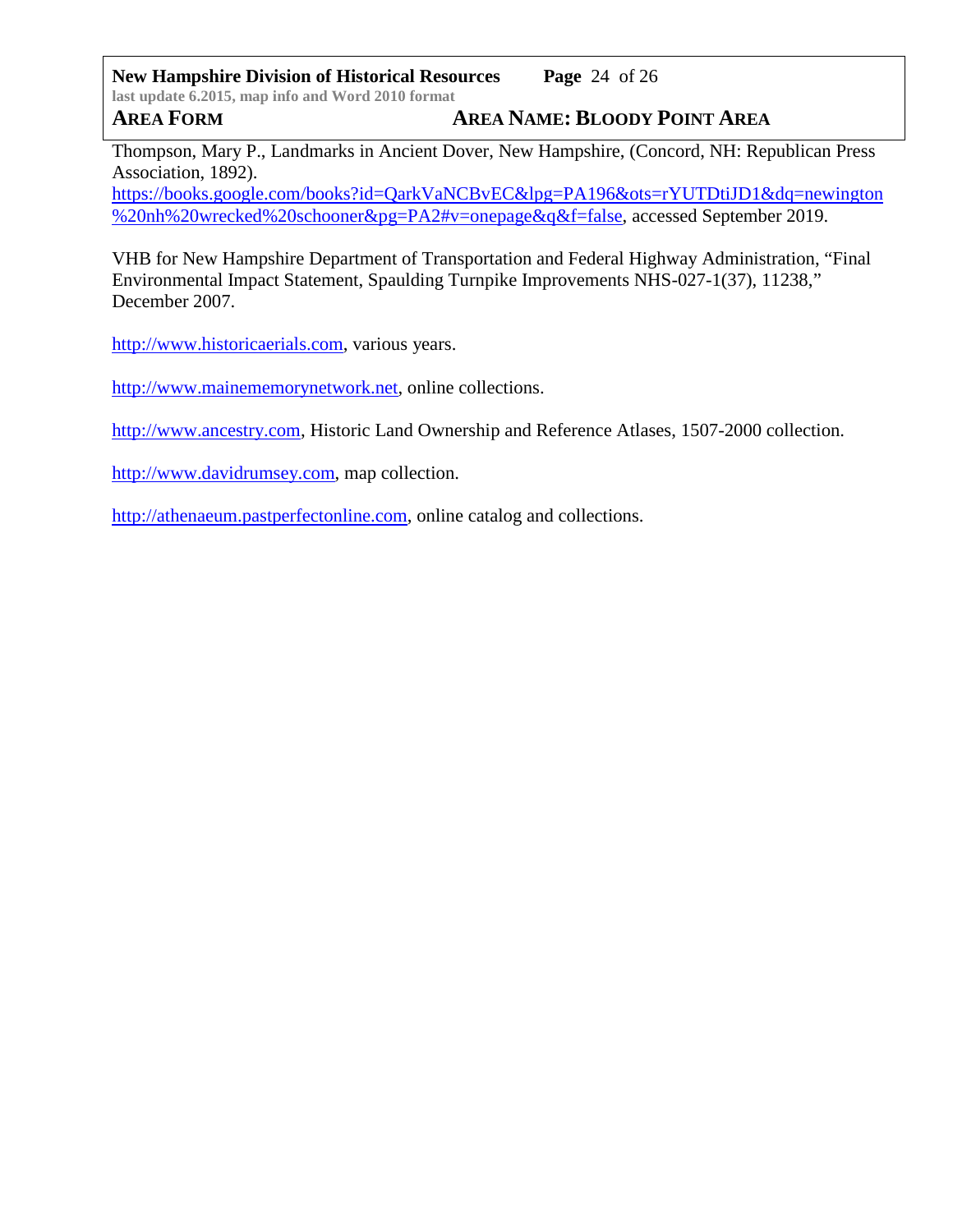Thompson, Mary P., Landmarks in Ancient Dover, New Hampshire, (Concord, NH: Republican Press Association, 1892).
https://books.google.com/books?id=QarkVaNCBvEC&lpg=PA196&ots=rYUTDtiJD1&dq=newington%20nh%20wrecked%20schooner&pg=PA2#v=onepage&q&f=false, accessed September 2019.

VHB for New Hampshire Department of Transportation and Federal Highway Administration, "Final Environmental Impact Statement, Spaulding Turnpike Improvements NHS-027-1(37), 11238," December 2007.

http://www.historicaerials.com, various years.

http://www.mainememorynetwork.net, online collections.

http://www.ancestry.com, Historic Land Ownership and Reference Atlases, 1507-2000 collection.

http://www.davidrumsey.com, map collection.

http://athenaeum.pastperfectonline.com, online catalog and collections.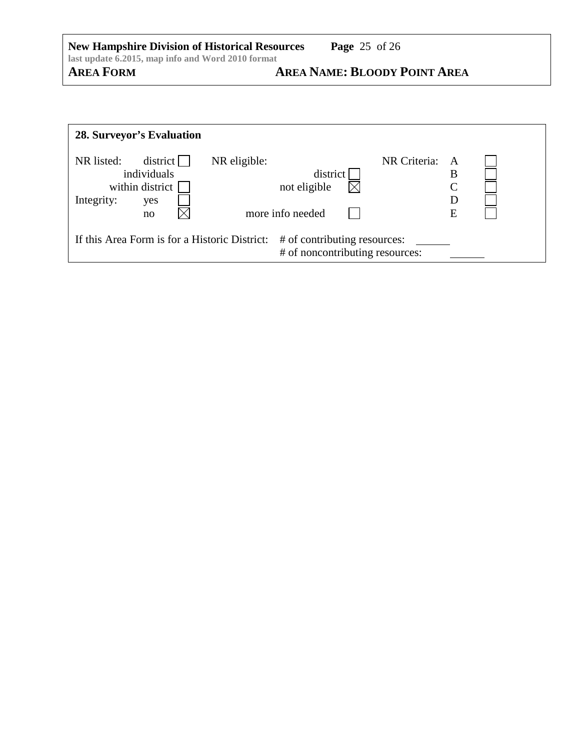## 28. Surveyor's Evaluation

NR listed: district ☐ individuals within district ☐

Integrity: yes ☐ no ☒

NR eligible: district ☐ not eligible ☒ more info needed ☐

NR Criteria: A ☐ B ☐ C ☐ D ☐ E ☐

If this Area Form is for a Historic District: # of contributing resources: ______

# of noncontributing resources: ______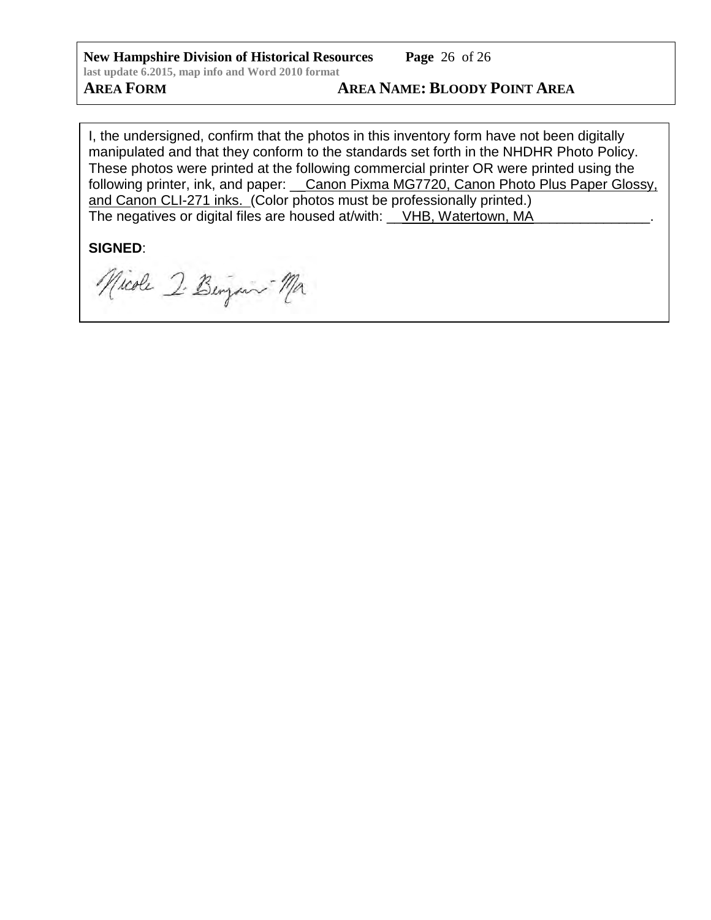I, the undersigned, confirm that the photos in this inventory form have not been digitally manipulated and that they conform to the standards set forth in the NHDHR Photo Policy. These photos were printed at the following commercial printer OR were printed using the following printer, ink, and paper: __Canon Pixma MG7720, Canon Photo Plus Paper Glossy, and Canon CLI-271 inks. (Color photos must be professionally printed.)
The negatives or digital files are housed at/with: __VHB, Watertown, MA_______________.

**SIGNED**:

Nicole J. Benjamin-Ma